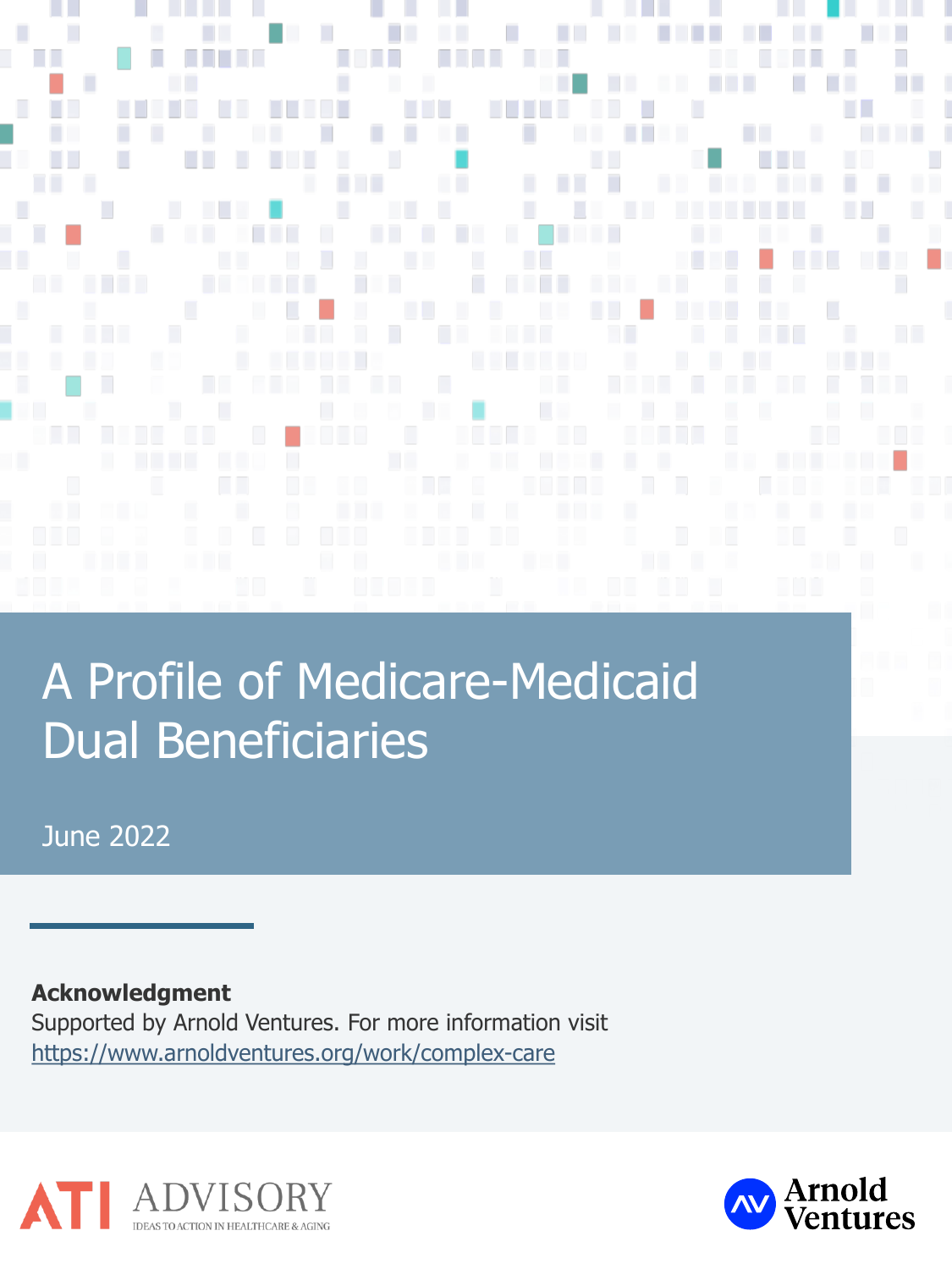# A Profile of Medicare-Medicaid Dual Beneficiaries

June 2022

**Acknowledgment**
Supported by Arnold Ventures. For more information visit https://www.arnoldventures.org/work/complex-care

ATI ADVISORY
IDEAS TO ACTION IN HEALTHCARE & AGING

Arnold Ventures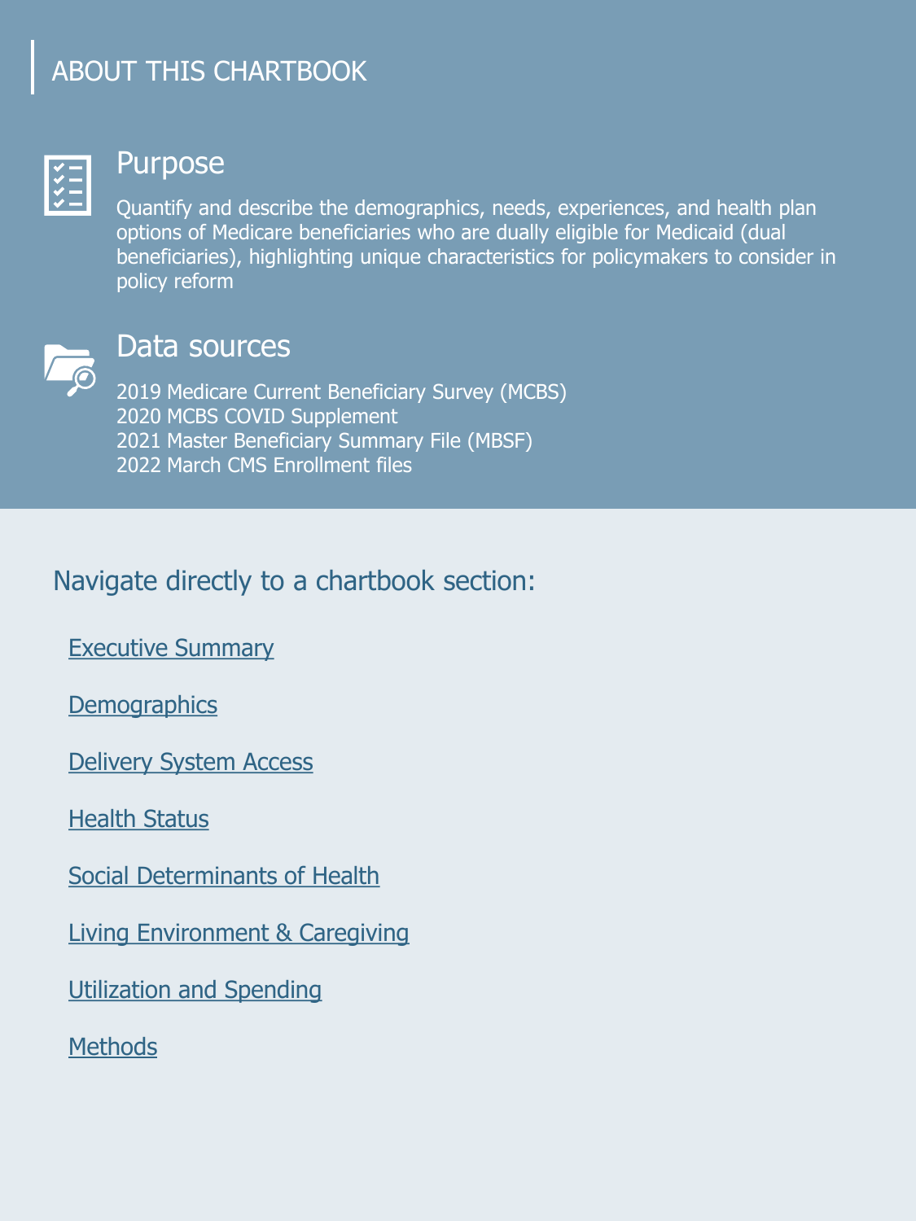# ABOUT THIS CHARTBOOK

## Purpose

Quantify and describe the demographics, needs, experiences, and health plan options of Medicare beneficiaries who are dually eligible for Medicaid (dual beneficiaries), highlighting unique characteristics for policymakers to consider in policy reform

## Data sources

2019 Medicare Current Beneficiary Survey (MCBS)
2020 MCBS COVID Supplement
2021 Master Beneficiary Summary File (MBSF)
2022 March CMS Enrollment files

## Navigate directly to a chartbook section:

- Executive Summary
- Demographics
- Delivery System Access
- Health Status
- Social Determinants of Health
- Living Environment & Caregiving
- Utilization and Spending
- Methods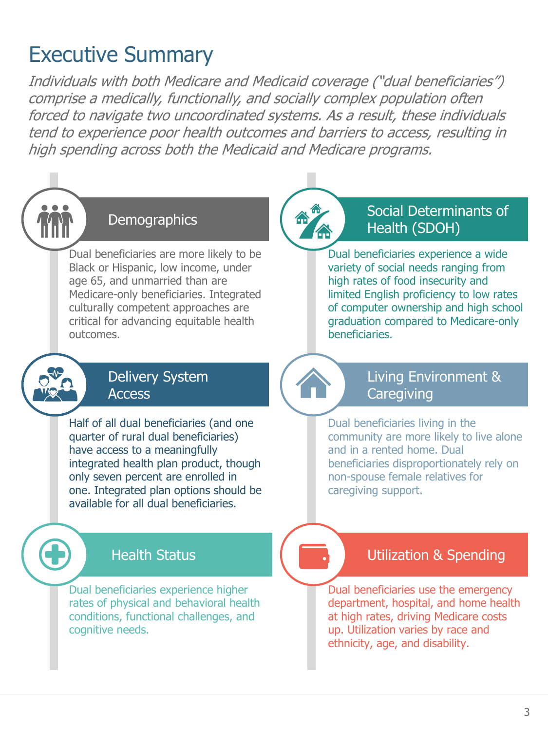# Executive Summary

*Individuals with both Medicare and Medicaid coverage ("dual beneficiaries") comprise a medically, functionally, and socially complex population often forced to navigate two uncoordinated systems. As a result, these individuals tend to experience poor health outcomes and barriers to access, resulting in high spending across both the Medicaid and Medicare programs.*

## Demographics

Dual beneficiaries are more likely to be Black or Hispanic, low income, under age 65, and unmarried than are Medicare-only beneficiaries. Integrated culturally competent approaches are critical for advancing equitable health outcomes.

## Delivery System Access

Half of all dual beneficiaries (and one quarter of rural dual beneficiaries) have access to a meaningfully integrated health plan product, though only seven percent are enrolled in one. Integrated plan options should be available for all dual beneficiaries.

## Health Status

Dual beneficiaries experience higher rates of physical and behavioral health conditions, functional challenges, and cognitive needs.

## Social Determinants of Health (SDOH)

Dual beneficiaries experience a wide variety of social needs ranging from high rates of food insecurity and limited English proficiency to low rates of computer ownership and high school graduation compared to Medicare-only beneficiaries.

## Living Environment & Caregiving

Dual beneficiaries living in the community are more likely to live alone and in a rented home. Dual beneficiaries disproportionately rely on non-spouse female relatives for caregiving support.

## Utilization & Spending

Dual beneficiaries use the emergency department, hospital, and home health at high rates, driving Medicare costs up. Utilization varies by race and ethnicity, age, and disability.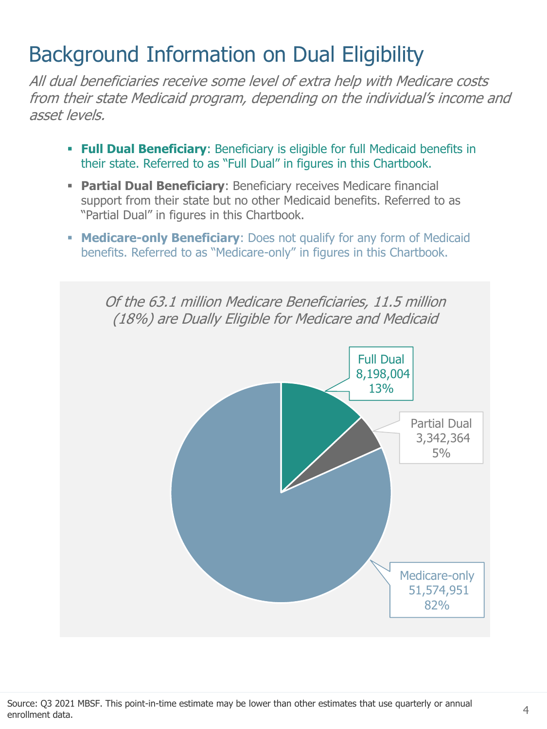# Background Information on Dual Eligibility

*All dual beneficiaries receive some level of extra help with Medicare costs from their state Medicaid program, depending on the individual's income and asset levels.*

- **Full Dual Beneficiary**: Beneficiary is eligible for full Medicaid benefits in their state. Referred to as "Full Dual" in figures in this Chartbook.
- **Partial Dual Beneficiary**: Beneficiary receives Medicare financial support from their state but no other Medicaid benefits. Referred to as "Partial Dual" in figures in this Chartbook.
- **Medicare-only Beneficiary**: Does not qualify for any form of Medicaid benefits. Referred to as "Medicare-only" in figures in this Chartbook.

*Of the 63.1 million Medicare Beneficiaries, 11.5 million (18%) are Dually Eligible for Medicare and Medicaid*

| Category | Beneficiaries | Percent |
| --- | --- | --- |
| Full Dual | 8,198,004 | 13% |
| Partial Dual | 3,342,364 | 5% |
| Medicare-only | 51,574,951 | 82% |

Source: Q3 2021 MBSF. This point-in-time estimate may be lower than other estimates that use quarterly or annual enrollment data.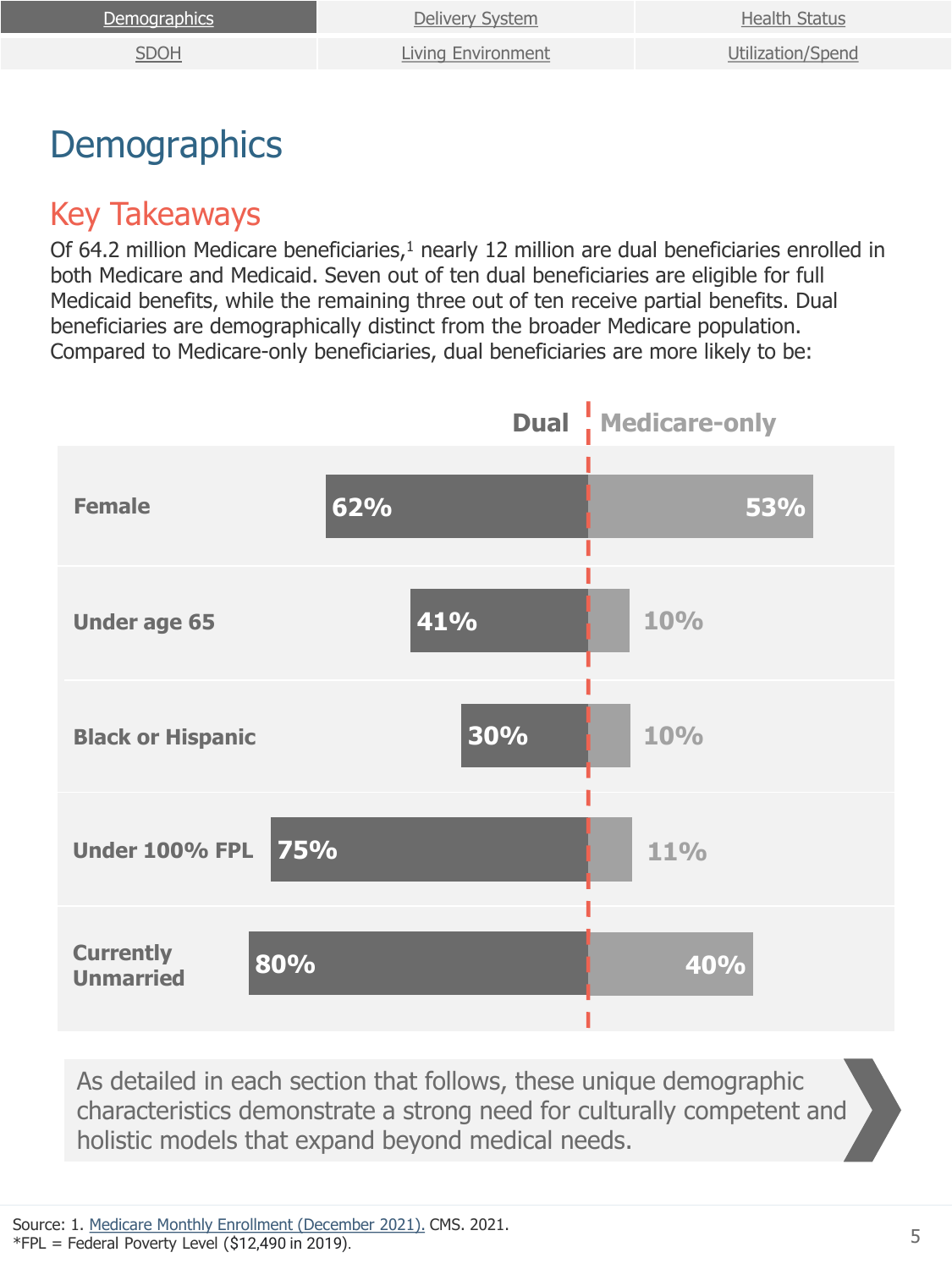| Demographics | Delivery System | Health Status |
|---|---|---|
| SDOH | Living Environment | Utilization/Spend |

# Demographics

## Key Takeaways

Of 64.2 million Medicare beneficiaries,[1] nearly 12 million are dual beneficiaries enrolled in both Medicare and Medicaid. Seven out of ten dual beneficiaries are eligible for full Medicaid benefits, while the remaining three out of ten receive partial benefits. Dual beneficiaries are demographically distinct from the broader Medicare population. Compared to Medicare-only beneficiaries, dual beneficiaries are more likely to be:

| | Dual | Medicare-only |
|---|---|---|
| Female | 62% | 53% |
| Under age 65 | 41% | 10% |
| Black or Hispanic | 30% | 10% |
| Under 100% FPL | 75% | 11% |
| Currently Unmarried | 80% | 40% |

As detailed in each section that follows, these unique demographic characteristics demonstrate a strong need for culturally competent and holistic models that expand beyond medical needs.

Source: 1. Medicare Monthly Enrollment (December 2021). CMS. 2021.
*FPL = Federal Poverty Level ($12,490 in 2019).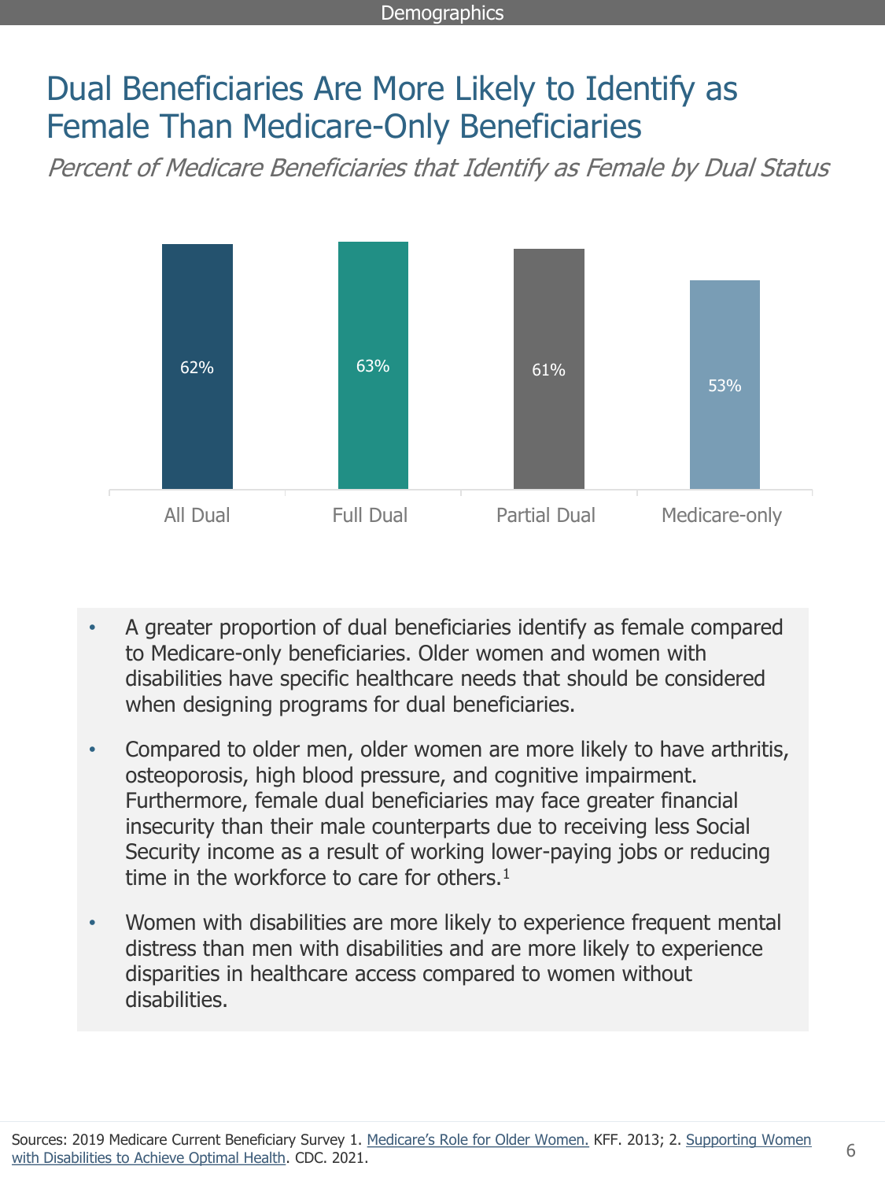# Dual Beneficiaries Are More Likely to Identify as Female Than Medicare-Only Beneficiaries

*Percent of Medicare Beneficiaries that Identify as Female by Dual Status*

| All Dual | Full Dual | Partial Dual | Medicare-only |
| --- | --- | --- | --- |
| 62% | 63% | 61% | 53% |

- A greater proportion of dual beneficiaries identify as female compared to Medicare-only beneficiaries. Older women and women with disabilities have specific healthcare needs that should be considered when designing programs for dual beneficiaries.
- Compared to older men, older women are more likely to have arthritis, osteoporosis, high blood pressure, and cognitive impairment. Furthermore, female dual beneficiaries may face greater financial insecurity than their male counterparts due to receiving less Social Security income as a result of working lower-paying jobs or reducing time in the workforce to care for others.[1]
- Women with disabilities are more likely to experience frequent mental distress than men with disabilities and are more likely to experience disparities in healthcare access compared to women without disabilities.

Sources: 2019 Medicare Current Beneficiary Survey 1. Medicare's Role for Older Women. KFF. 2013; 2. Supporting Women with Disabilities to Achieve Optimal Health. CDC. 2021.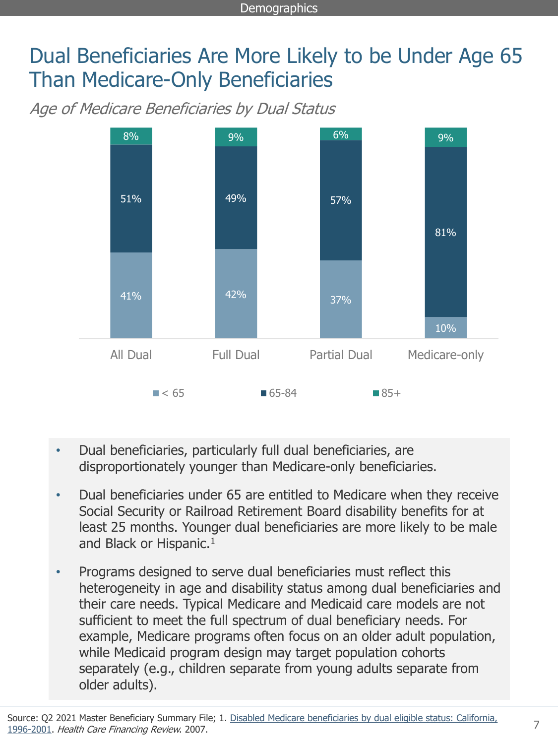# Dual Beneficiaries Are More Likely to be Under Age 65 Than Medicare-Only Beneficiaries

*Age of Medicare Beneficiaries by Dual Status*

| | All Dual | Full Dual | Partial Dual | Medicare-only |
|---|---|---|---|---|
| < 65 | 41% | 42% | 37% | 10% |
| 65-84 | 51% | 49% | 57% | 81% |
| 85+ | 8% | 9% | 6% | 9% |

- Dual beneficiaries, particularly full dual beneficiaries, are disproportionately younger than Medicare-only beneficiaries.
- Dual beneficiaries under 65 are entitled to Medicare when they receive Social Security or Railroad Retirement Board disability benefits for at least 25 months. Younger dual beneficiaries are more likely to be male and Black or Hispanic.[1]
- Programs designed to serve dual beneficiaries must reflect this heterogeneity in age and disability status among dual beneficiaries and their care needs. Typical Medicare and Medicaid care models are not sufficient to meet the full spectrum of dual beneficiary needs. For example, Medicare programs often focus on an older adult population, while Medicaid program design may target population cohorts separately (e.g., children separate from young adults separate from older adults).

Source: Q2 2021 Master Beneficiary Summary File; 1. Disabled Medicare beneficiaries by dual eligible status: California, 1996-2001. *Health Care Financing Review*. 2007.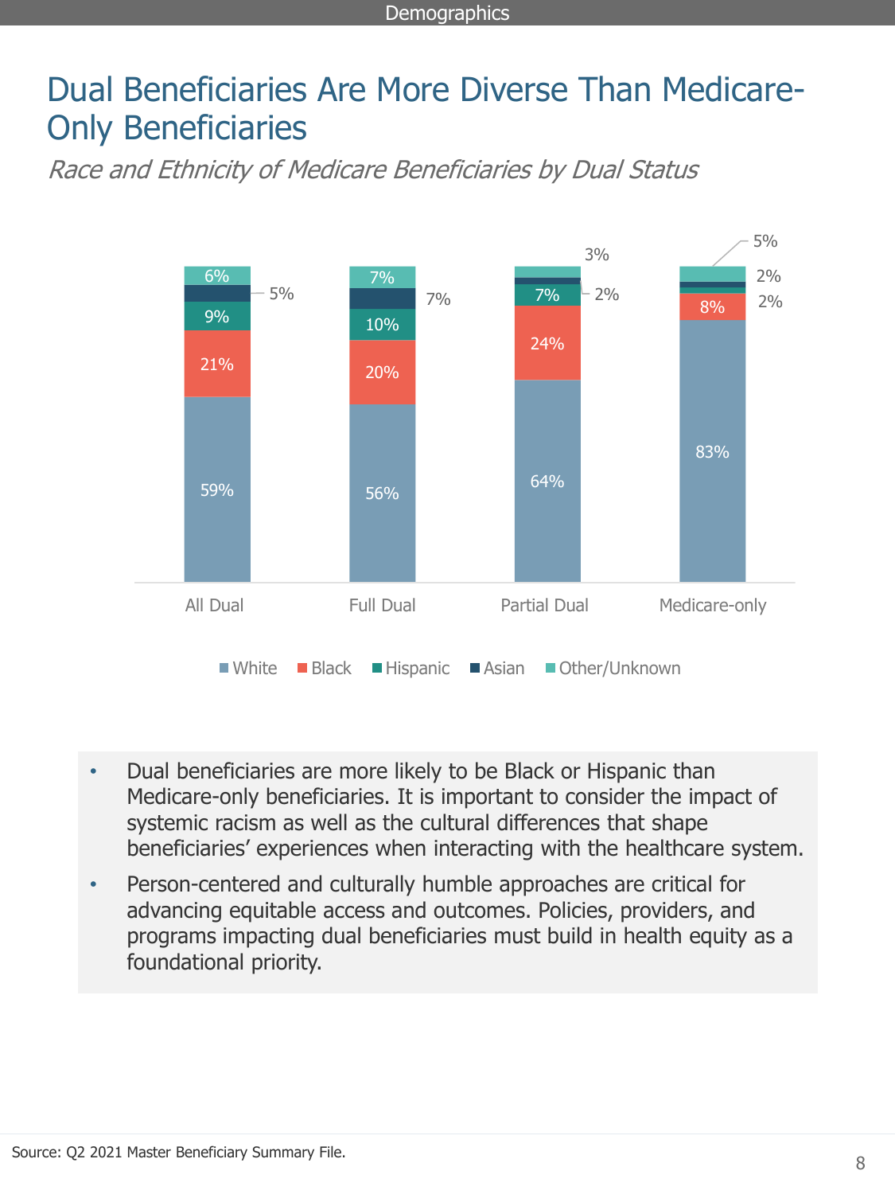# Dual Beneficiaries Are More Diverse Than Medicare-Only Beneficiaries

*Race and Ethnicity of Medicare Beneficiaries by Dual Status*

| | All Dual | Full Dual | Partial Dual | Medicare-only |
|---|---|---|---|---|
| White | 59% | 56% | 64% | 83% |
| Black | 21% | 20% | 24% | 8% |
| Hispanic | 9% | 10% | 7% | 2% |
| Asian | 5% | 7% | 2% | 2% |
| Other/Unknown | 6% | 7% | 3% | 5% |

- Dual beneficiaries are more likely to be Black or Hispanic than Medicare-only beneficiaries. It is important to consider the impact of systemic racism as well as the cultural differences that shape beneficiaries' experiences when interacting with the healthcare system.
- Person-centered and culturally humble approaches are critical for advancing equitable access and outcomes. Policies, providers, and programs impacting dual beneficiaries must build in health equity as a foundational priority.

Source: Q2 2021 Master Beneficiary Summary File.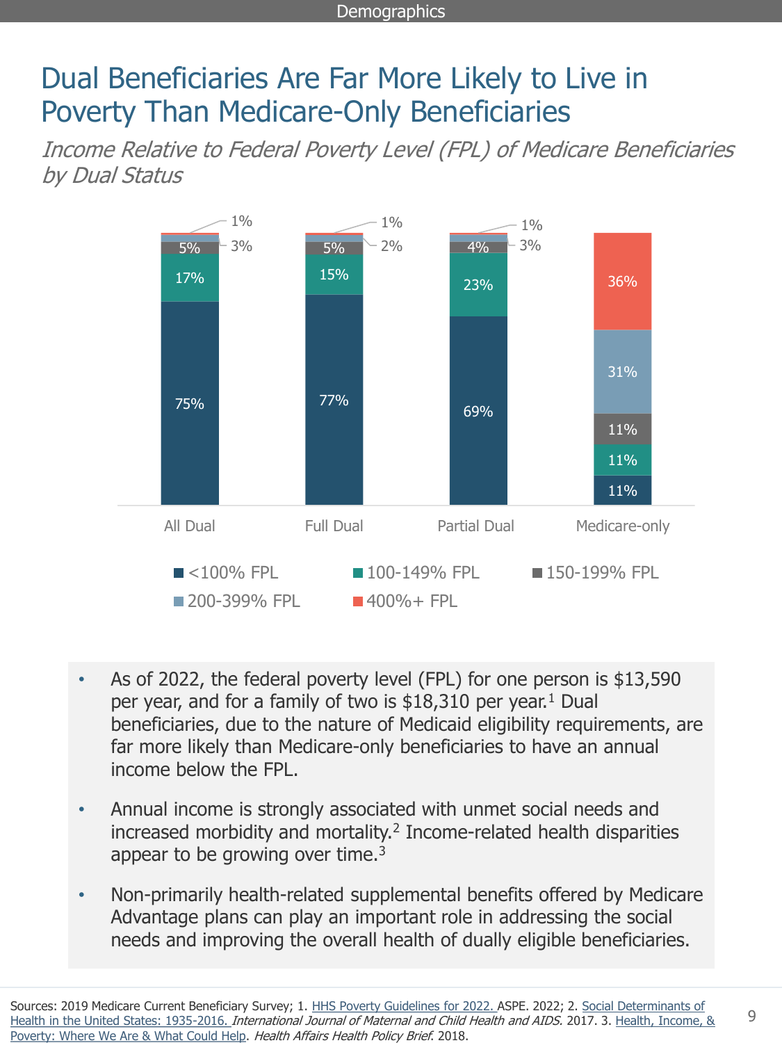# Dual Beneficiaries Are Far More Likely to Live in Poverty Than Medicare-Only Beneficiaries

*Income Relative to Federal Poverty Level (FPL) of Medicare Beneficiaries by Dual Status*

| | All Dual | Full Dual | Partial Dual | Medicare-only |
|---|---|---|---|---|
| <100% FPL | 75% | 77% | 69% | 11% |
| 100-149% FPL | 17% | 15% | 23% | 11% |
| 150-199% FPL | 5% | 5% | 4% | 11% |
| 200-399% FPL | 3% | 2% | 3% | 31% |
| 400%+ FPL | 1% | 1% | 1% | 36% |

- As of 2022, the federal poverty level (FPL) for one person is $13,590 per year, and for a family of two is $18,310 per year.[1] Dual beneficiaries, due to the nature of Medicaid eligibility requirements, are far more likely than Medicare-only beneficiaries to have an annual income below the FPL.
- Annual income is strongly associated with unmet social needs and increased morbidity and mortality.[2] Income-related health disparities appear to be growing over time.[3]
- Non-primarily health-related supplemental benefits offered by Medicare Advantage plans can play an important role in addressing the social needs and improving the overall health of dually eligible beneficiaries.

Sources: 2019 Medicare Current Beneficiary Survey; 1. HHS Poverty Guidelines for 2022. ASPE. 2022; 2. Social Determinants of Health in the United States: 1935-2016. *International Journal of Maternal and Child Health and AIDS*. 2017. 3. Health, Income, & Poverty: Where We Are & What Could Help. *Health Affairs Health Policy Brief*. 2018.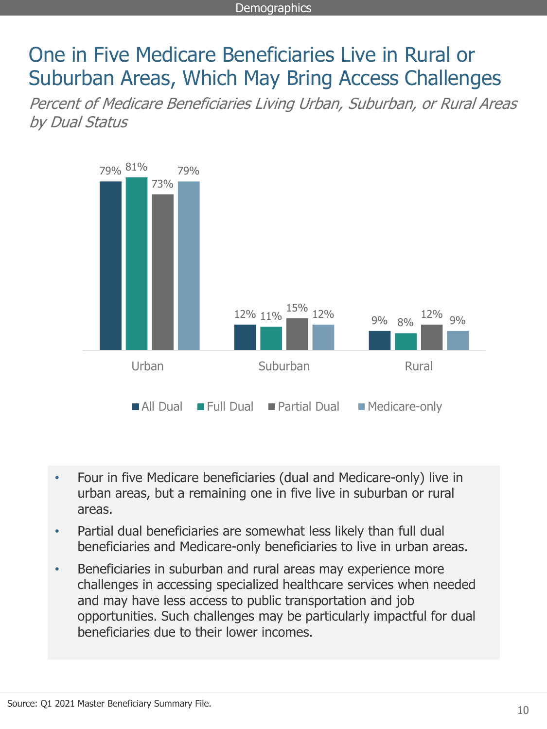# One in Five Medicare Beneficiaries Live in Rural or Suburban Areas, Which May Bring Access Challenges

*Percent of Medicare Beneficiaries Living Urban, Suburban, or Rural Areas by Dual Status*

| | All Dual | Full Dual | Partial Dual | Medicare-only |
|---|---|---|---|---|
| Urban | 79% | 81% | 73% | 79% |
| Suburban | 12% | 11% | 15% | 12% |
| Rural | 9% | 8% | 12% | 9% |

- Four in five Medicare beneficiaries (dual and Medicare-only) live in urban areas, but a remaining one in five live in suburban or rural areas.
- Partial dual beneficiaries are somewhat less likely than full dual beneficiaries and Medicare-only beneficiaries to live in urban areas.
- Beneficiaries in suburban and rural areas may experience more challenges in accessing specialized healthcare services when needed and may have less access to public transportation and job opportunities. Such challenges may be particularly impactful for dual beneficiaries due to their lower incomes.

Source: Q1 2021 Master Beneficiary Summary File.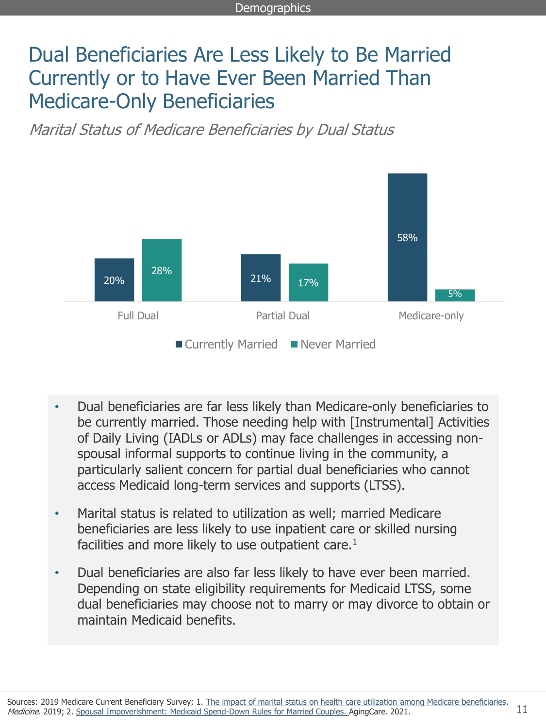# Dual Beneficiaries Are Less Likely to Be Married Currently or to Have Ever Been Married Than Medicare-Only Beneficiaries

*Marital Status of Medicare Beneficiaries by Dual Status*

| | Currently Married | Never Married |
| --- | --- | --- |
| Full Dual | 20% | 28% |
| Partial Dual | 21% | 17% |
| Medicare-only | 58% | 5% |

- Dual beneficiaries are far less likely than Medicare-only beneficiaries to be currently married. Those needing help with [Instrumental] Activities of Daily Living (IADLs or ADLs) may face challenges in accessing non-spousal informal supports to continue living in the community, a particularly salient concern for partial dual beneficiaries who cannot access Medicaid long-term services and supports (LTSS).
- Marital status is related to utilization as well; married Medicare beneficiaries are less likely to use inpatient care or skilled nursing facilities and more likely to use outpatient care.[1]
- Dual beneficiaries are also far less likely to have ever been married. Depending on state eligibility requirements for Medicaid LTSS, some dual beneficiaries may choose not to marry or may divorce to obtain or maintain Medicaid benefits.

Sources: 2019 Medicare Current Beneficiary Survey; 1. The impact of marital status on health care utilization among Medicare beneficiaries. *Medicine*. 2019; 2. Spousal Impoverishment: Medicaid Spend-Down Rules for Married Couples. AgingCare. 2021.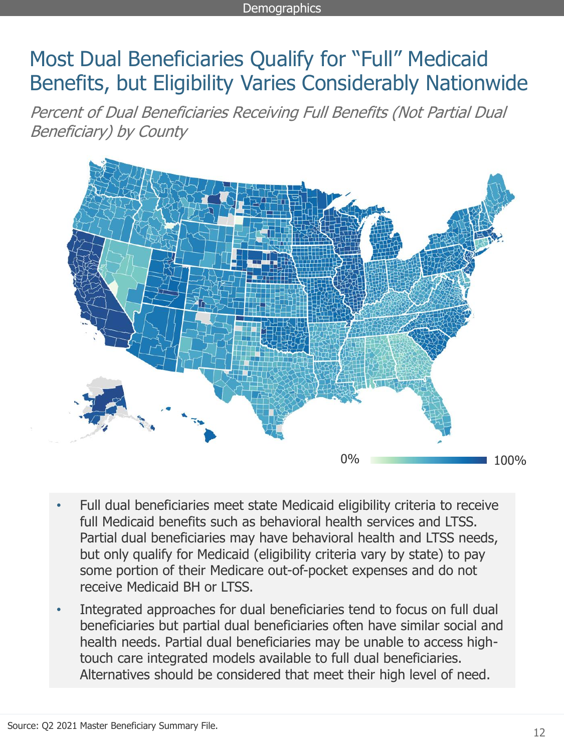# Most Dual Beneficiaries Qualify for "Full" Medicaid Benefits, but Eligibility Varies Considerably Nationwide

*Percent of Dual Beneficiaries Receiving Full Benefits (Not Partial Dual Beneficiary) by County*

0% 100%

- Full dual beneficiaries meet state Medicaid eligibility criteria to receive full Medicaid benefits such as behavioral health services and LTSS. Partial dual beneficiaries may have behavioral health and LTSS needs, but only qualify for Medicaid (eligibility criteria vary by state) to pay some portion of their Medicare out-of-pocket expenses and do not receive Medicaid BH or LTSS.
- Integrated approaches for dual beneficiaries tend to focus on full dual beneficiaries but partial dual beneficiaries often have similar social and health needs. Partial dual beneficiaries may be unable to access high-touch care integrated models available to full dual beneficiaries. Alternatives should be considered that meet their high level of need.

Source: Q2 2021 Master Beneficiary Summary File.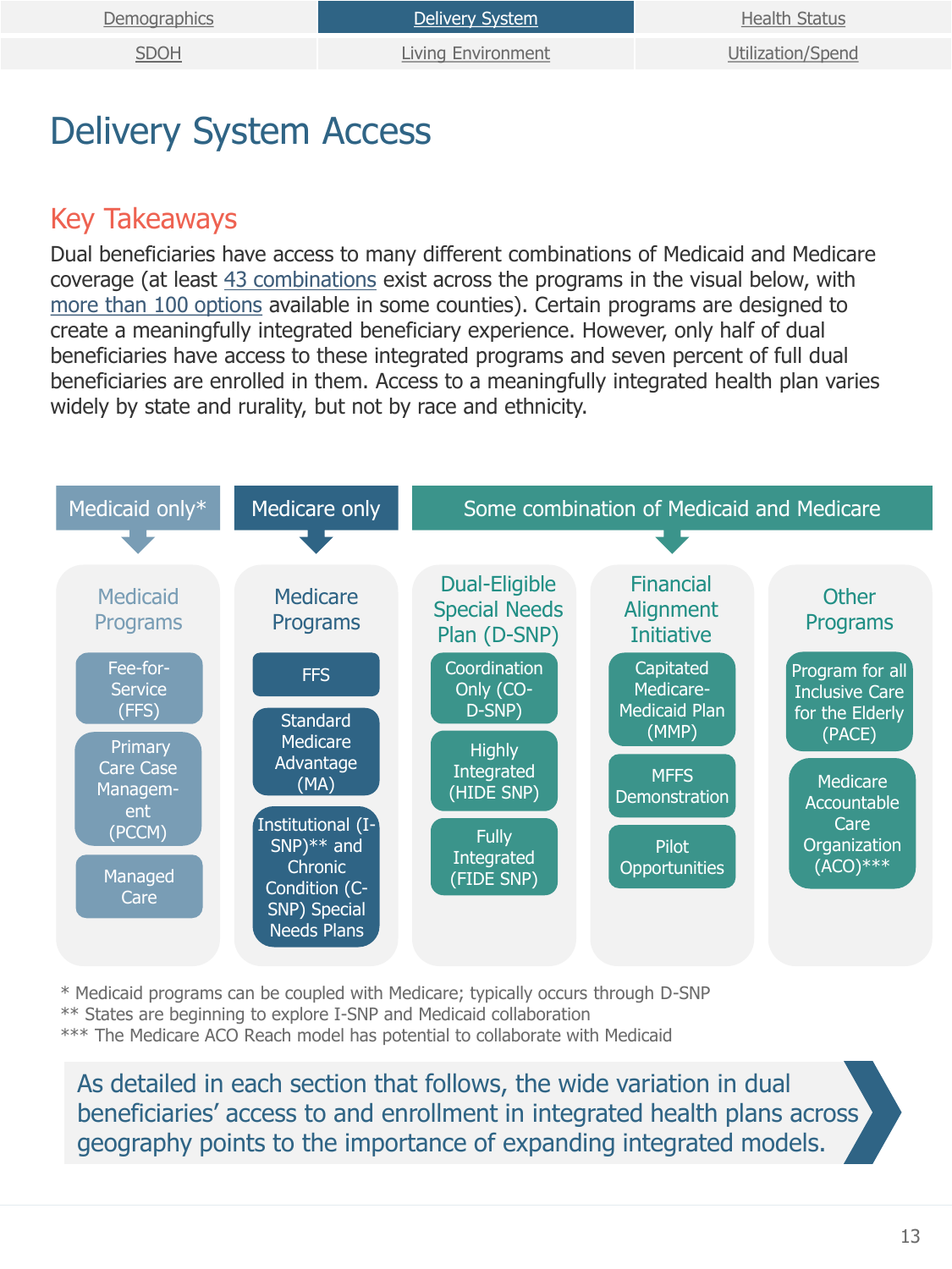Demographics | Delivery System | Health Status
SDOH | Living Environment | Utilization/Spend

# Delivery System Access

## Key Takeaways

Dual beneficiaries have access to many different combinations of Medicaid and Medicare coverage (at least 43 combinations exist across the programs in the visual below, with more than 100 options available in some counties). Certain programs are designed to create a meaningfully integrated beneficiary experience. However, only half of dual beneficiaries have access to these integrated programs and seven percent of full dual beneficiaries are enrolled in them. Access to a meaningfully integrated health plan varies widely by state and rurality, but not by race and ethnicity.

**Medicaid only***

- **Medicaid Programs**
  - Fee-for-Service (FFS)
  - Primary Care Case Management (PCCM)
  - Managed Care

**Medicare only**

- **Medicare Programs**
  - FFS
  - Standard Medicare Advantage (MA)
  - Institutional (I-SNP)** and Chronic Condition (C-SNP) Special Needs Plans

**Some combination of Medicaid and Medicare**

- **Dual-Eligible Special Needs Plan (D-SNP)**
  - Coordination Only (CO-D-SNP)
  - Highly Integrated (HIDE SNP)
  - Fully Integrated (FIDE SNP)
- **Financial Alignment Initiative**
  - Capitated Medicare-Medicaid Plan (MMP)
  - MFFS Demonstration
  - Pilot Opportunities
- **Other Programs**
  - Program for all Inclusive Care for the Elderly (PACE)
  - Medicare Accountable Care Organization (ACO)***

\* Medicaid programs can be coupled with Medicare; typically occurs through D-SNP
** States are beginning to explore I-SNP and Medicaid collaboration
*** The Medicare ACO Reach model has potential to collaborate with Medicaid

As detailed in each section that follows, the wide variation in dual beneficiaries' access to and enrollment in integrated health plans across geography points to the importance of expanding integrated models.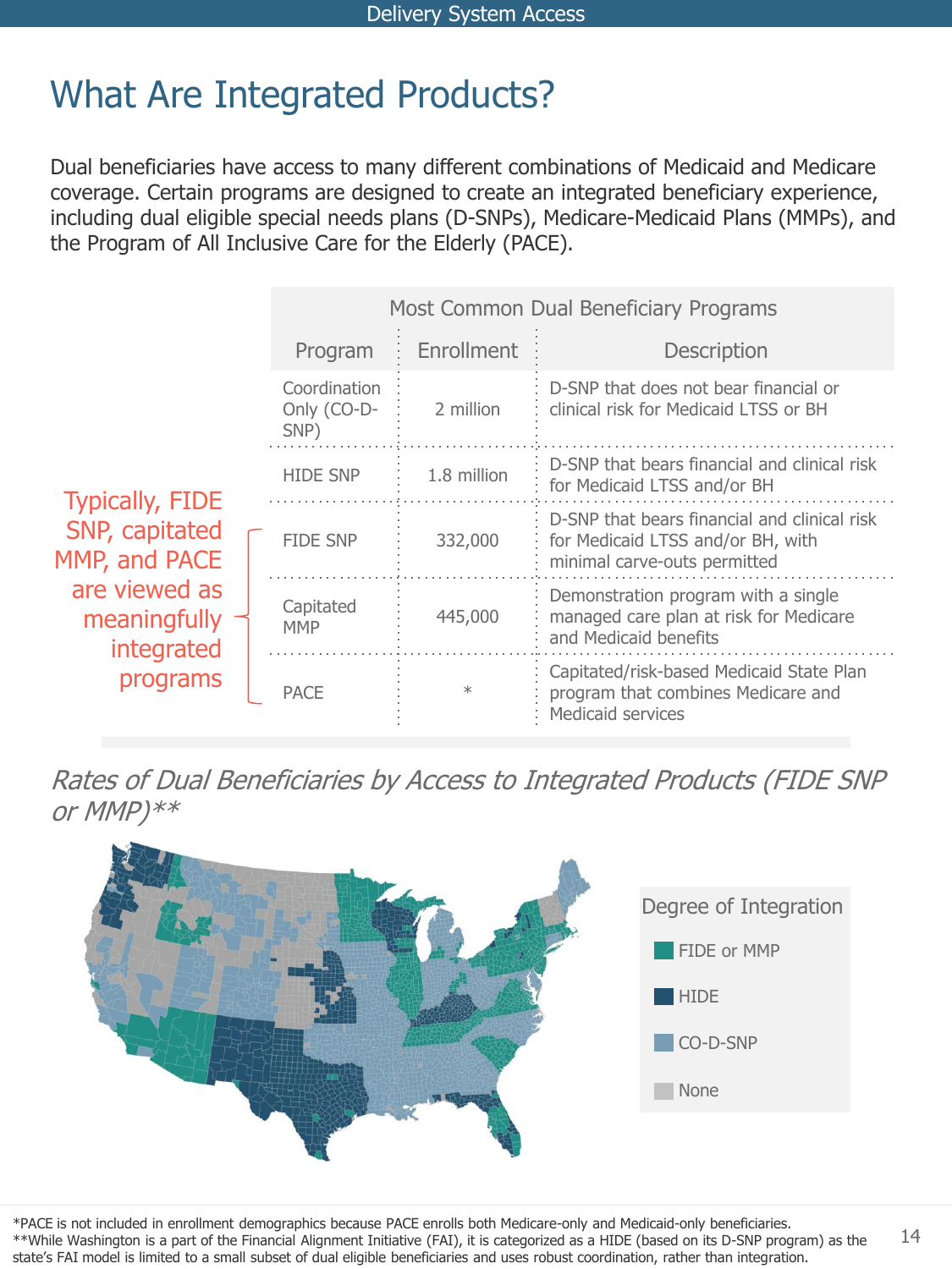# What Are Integrated Products?

Dual beneficiaries have access to many different combinations of Medicaid and Medicare coverage. Certain programs are designed to create an integrated beneficiary experience, including dual eligible special needs plans (D-SNPs), Medicare-Medicaid Plans (MMPs), and the Program of All Inclusive Care for the Elderly (PACE).

Most Common Dual Beneficiary Programs

| Program | Enrollment | Description |
|---|---|---|
| Coordination Only (CO-D-SNP) | 2 million | D-SNP that does not bear financial or clinical risk for Medicaid LTSS or BH |
| HIDE SNP | 1.8 million | D-SNP that bears financial and clinical risk for Medicaid LTSS and/or BH |
| FIDE SNP | 332,000 | D-SNP that bears financial and clinical risk for Medicaid LTSS and/or BH, with minimal carve-outs permitted |
| Capitated MMP | 445,000 | Demonstration program with a single managed care plan at risk for Medicare and Medicaid benefits |
| PACE | * | Capitated/risk-based Medicaid State Plan program that combines Medicare and Medicaid services |

Typically, FIDE SNP, capitated MMP, and PACE are viewed as meaningfully integrated programs

*Rates of Dual Beneficiaries by Access to Integrated Products (FIDE SNP or MMP)***

Degree of Integration
- FIDE or MMP
- HIDE
- CO-D-SNP
- None

*PACE is not included in enrollment demographics because PACE enrolls both Medicare-only and Medicaid-only beneficiaries.
**While Washington is a part of the Financial Alignment Initiative (FAI), it is categorized as a HIDE (based on its D-SNP program) as the state's FAI model is limited to a small subset of dual eligible beneficiaries and uses robust coordination, rather than integration.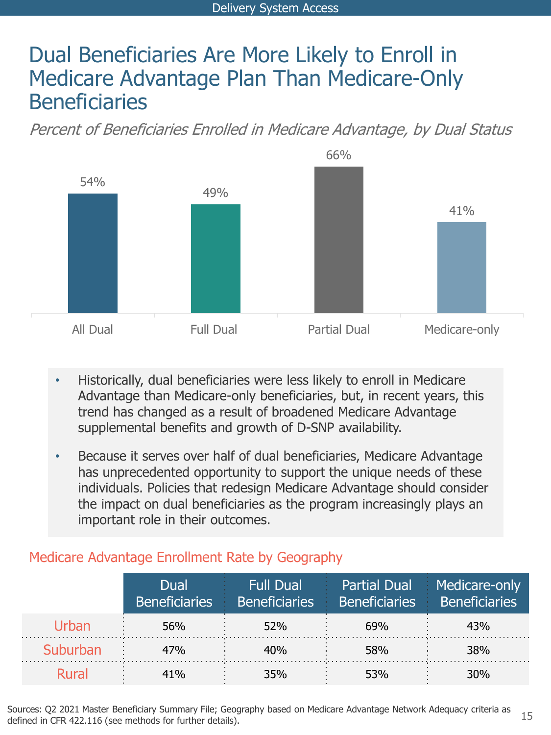# Dual Beneficiaries Are More Likely to Enroll in Medicare Advantage Plan Than Medicare-Only Beneficiaries

*Percent of Beneficiaries Enrolled in Medicare Advantage, by Dual Status*

| All Dual | Full Dual | Partial Dual | Medicare-only |
|---|---|---|---|
| 54% | 49% | 66% | 41% |

- Historically, dual beneficiaries were less likely to enroll in Medicare Advantage than Medicare-only beneficiaries, but, in recent years, this trend has changed as a result of broadened Medicare Advantage supplemental benefits and growth of D-SNP availability.
- Because it serves over half of dual beneficiaries, Medicare Advantage has unprecedented opportunity to support the unique needs of these individuals. Policies that redesign Medicare Advantage should consider the impact on dual beneficiaries as the program increasingly plays an important role in their outcomes.

## Medicare Advantage Enrollment Rate by Geography

| | Dual Beneficiaries | Full Dual Beneficiaries | Partial Dual Beneficiaries | Medicare-only Beneficiaries |
|---|---|---|---|---|
| Urban | 56% | 52% | 69% | 43% |
| Suburban | 47% | 40% | 58% | 38% |
| Rural | 41% | 35% | 53% | 30% |

Sources: Q2 2021 Master Beneficiary Summary File; Geography based on Medicare Advantage Network Adequacy criteria as defined in CFR 422.116 (see methods for further details).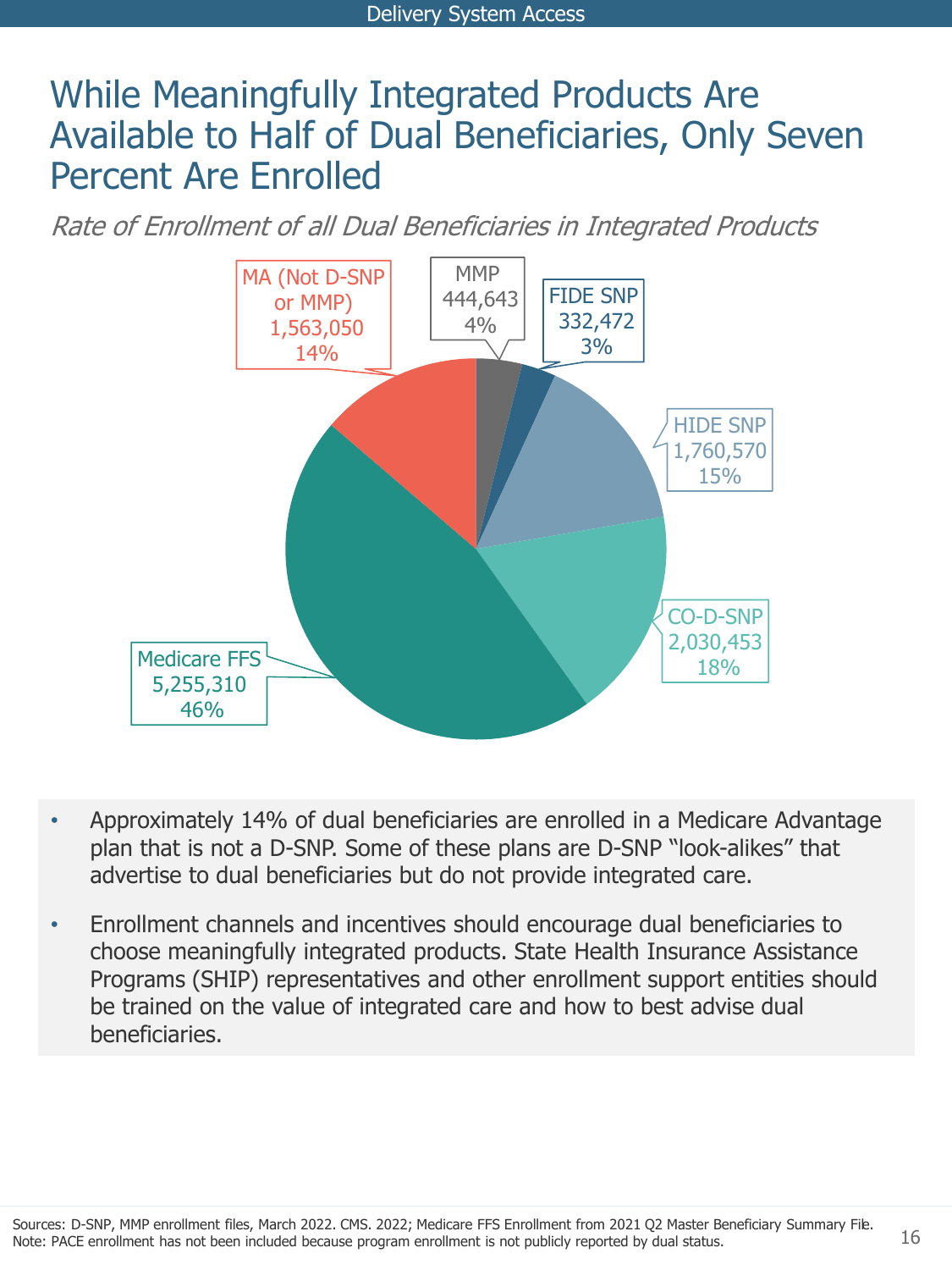# While Meaningfully Integrated Products Are Available to Half of Dual Beneficiaries, Only Seven Percent Are Enrolled

*Rate of Enrollment of all Dual Beneficiaries in Integrated Products*

| Category | Enrollment | Percent |
|---|---|---|
| MA (Not D-SNP or MMP) | 1,563,050 | 14% |
| MMP | 444,643 | 4% |
| FIDE SNP | 332,472 | 3% |
| HIDE SNP | 1,760,570 | 15% |
| CO-D-SNP | 2,030,453 | 18% |
| Medicare FFS | 5,255,310 | 46% |

- Approximately 14% of dual beneficiaries are enrolled in a Medicare Advantage plan that is not a D-SNP. Some of these plans are D-SNP "look-alikes" that advertise to dual beneficiaries but do not provide integrated care.
- Enrollment channels and incentives should encourage dual beneficiaries to choose meaningfully integrated products. State Health Insurance Assistance Programs (SHIP) representatives and other enrollment support entities should be trained on the value of integrated care and how to best advise dual beneficiaries.

Sources: D-SNP, MMP enrollment files, March 2022. CMS. 2022; Medicare FFS Enrollment from 2021 Q2 Master Beneficiary Summary File.
Note: PACE enrollment has not been included because program enrollment is not publicly reported by dual status.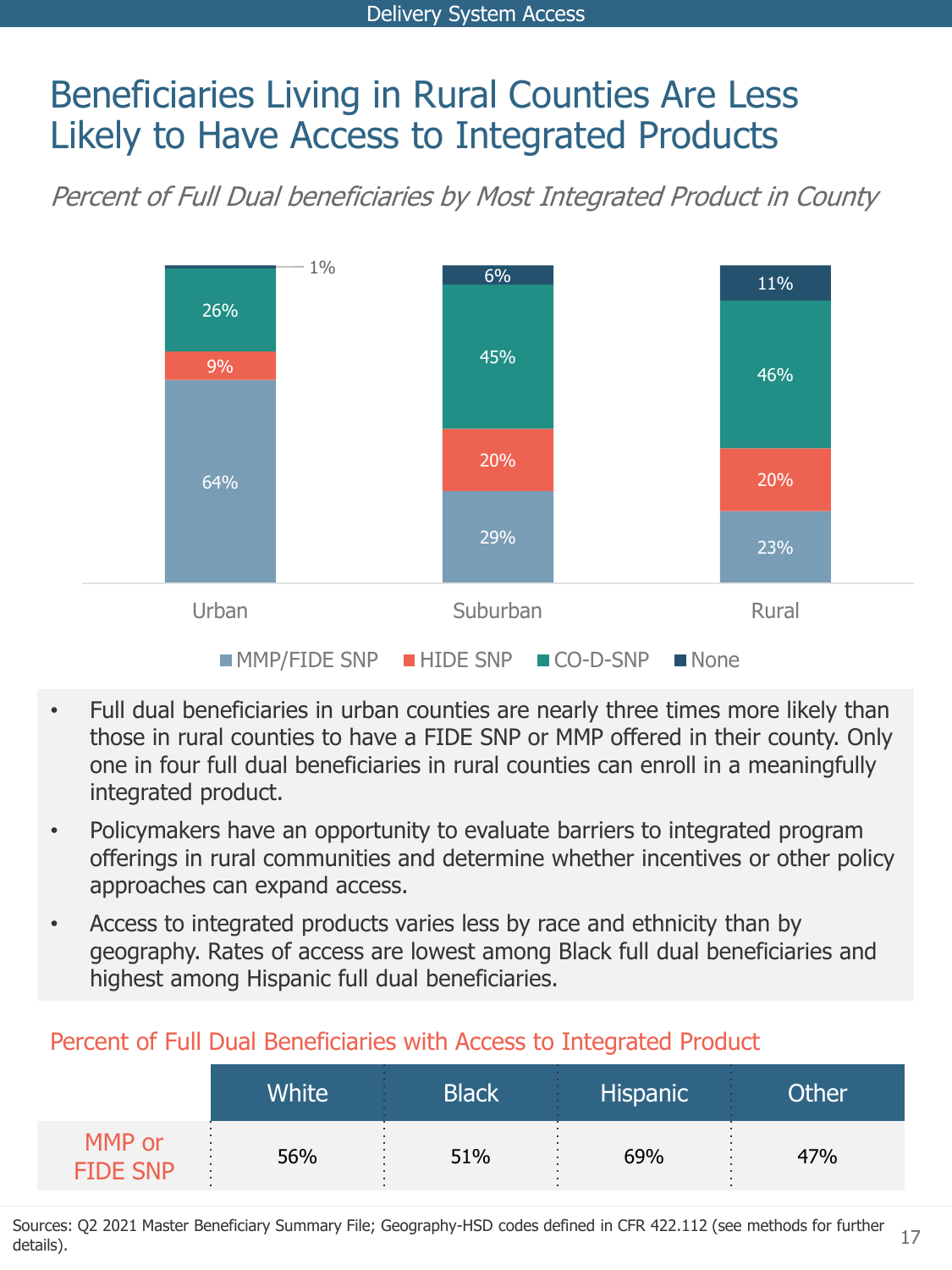# Beneficiaries Living in Rural Counties Are Less Likely to Have Access to Integrated Products

*Percent of Full Dual beneficiaries by Most Integrated Product in County*

| | Urban | Suburban | Rural |
|---|---|---|---|
| MMP/FIDE SNP | 64% | 29% | 23% |
| HIDE SNP | 9% | 20% | 20% |
| CO-D-SNP | 26% | 45% | 46% |
| None | 1% | 6% | 11% |

- Full dual beneficiaries in urban counties are nearly three times more likely than those in rural counties to have a FIDE SNP or MMP offered in their county. Only one in four full dual beneficiaries in rural counties can enroll in a meaningfully integrated product.
- Policymakers have an opportunity to evaluate barriers to integrated program offerings in rural communities and determine whether incentives or other policy approaches can expand access.
- Access to integrated products varies less by race and ethnicity than by geography. Rates of access are lowest among Black full dual beneficiaries and highest among Hispanic full dual beneficiaries.

## Percent of Full Dual Beneficiaries with Access to Integrated Product

| | White | Black | Hispanic | Other |
|---|---|---|---|---|
| MMP or FIDE SNP | 56% | 51% | 69% | 47% |

Sources: Q2 2021 Master Beneficiary Summary File; Geography-HSD codes defined in CFR 422.112 (see methods for further details).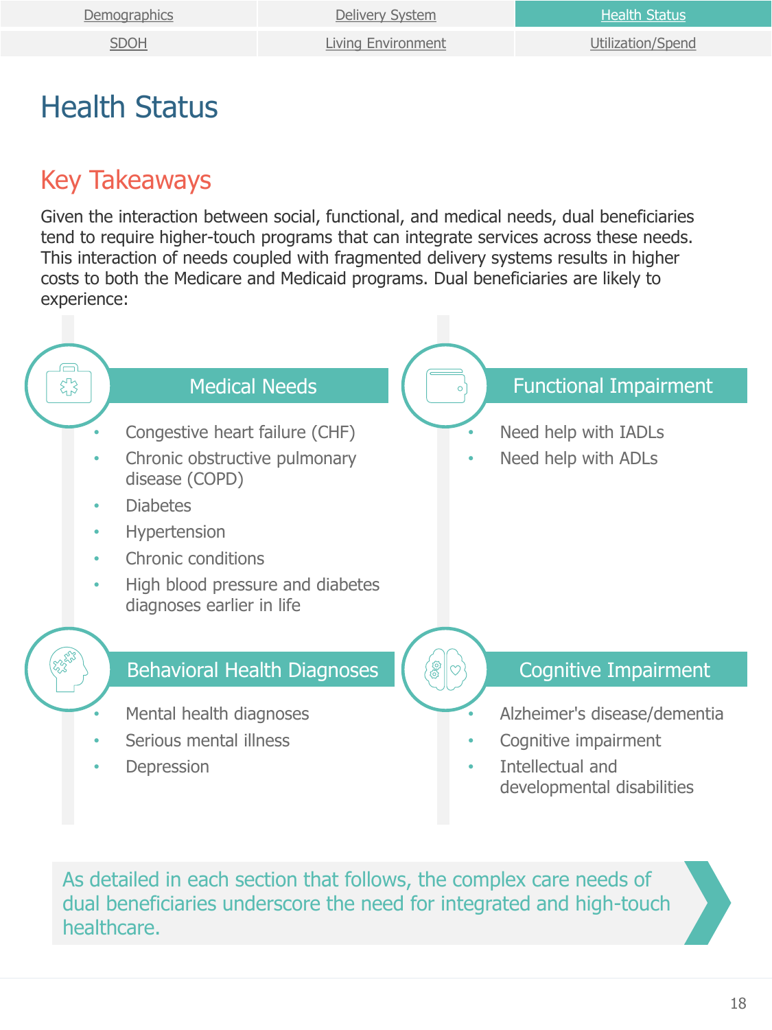| Demographics | Delivery System | Health Status |
| --- | --- | --- |
| SDOH | Living Environment | Utilization/Spend |

# Health Status

## Key Takeaways

Given the interaction between social, functional, and medical needs, dual beneficiaries tend to require higher-touch programs that can integrate services across these needs. This interaction of needs coupled with fragmented delivery systems results in higher costs to both the Medicare and Medicaid programs. Dual beneficiaries are likely to experience:

### Medical Needs

- Congestive heart failure (CHF)
- Chronic obstructive pulmonary disease (COPD)
- Diabetes
- Hypertension
- Chronic conditions
- High blood pressure and diabetes diagnoses earlier in life

### Functional Impairment

- Need help with IADLs
- Need help with ADLs

### Behavioral Health Diagnoses

- Mental health diagnoses
- Serious mental illness
- Depression

### Cognitive Impairment

- Alzheimer's disease/dementia
- Cognitive impairment
- Intellectual and developmental disabilities

As detailed in each section that follows, the complex care needs of dual beneficiaries underscore the need for integrated and high-touch healthcare.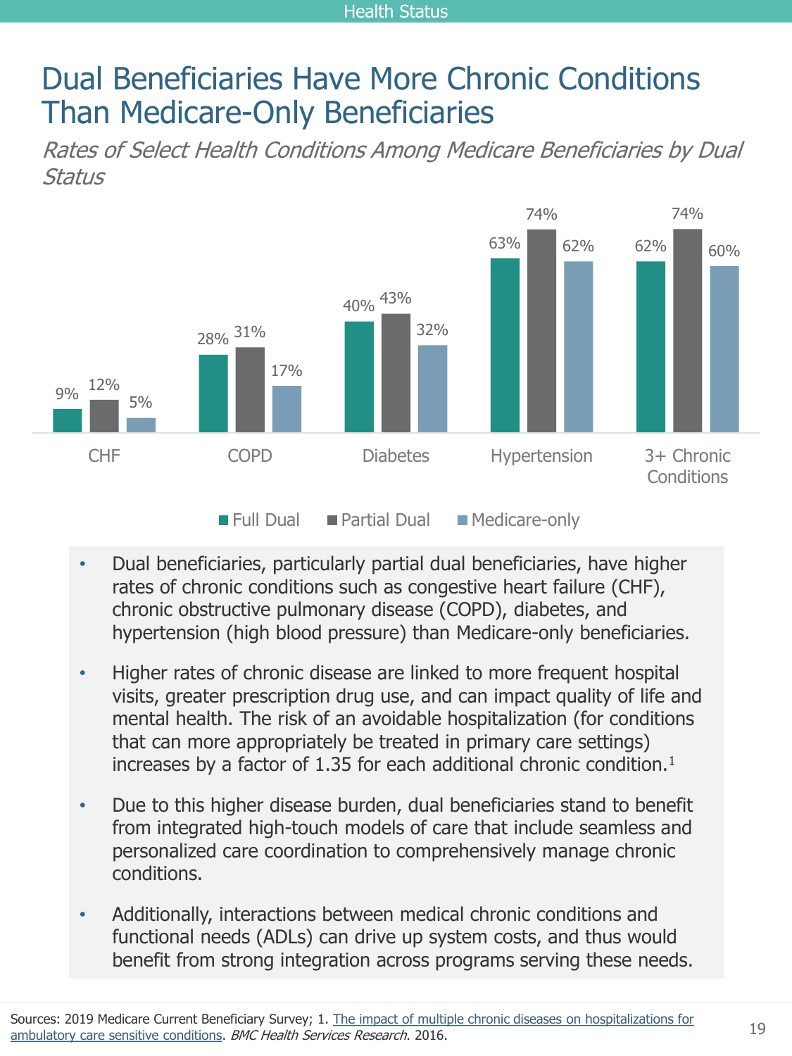# Dual Beneficiaries Have More Chronic Conditions Than Medicare-Only Beneficiaries

*Rates of Select Health Conditions Among Medicare Beneficiaries by Dual Status*

| | Full Dual | Partial Dual | Medicare-only |
|---|---|---|---|
| CHF | 9% | 12% | 5% |
| COPD | 28% | 31% | 17% |
| Diabetes | 40% | 43% | 32% |
| Hypertension | 63% | 74% | 62% |
| 3+ Chronic Conditions | 62% | 74% | 60% |

- Dual beneficiaries, particularly partial dual beneficiaries, have higher rates of chronic conditions such as congestive heart failure (CHF), chronic obstructive pulmonary disease (COPD), diabetes, and hypertension (high blood pressure) than Medicare-only beneficiaries.
- Higher rates of chronic disease are linked to more frequent hospital visits, greater prescription drug use, and can impact quality of life and mental health. The risk of an avoidable hospitalization (for conditions that can more appropriately be treated in primary care settings) increases by a factor of 1.35 for each additional chronic condition.[1]
- Due to this higher disease burden, dual beneficiaries stand to benefit from integrated high-touch models of care that include seamless and personalized care coordination to comprehensively manage chronic conditions.
- Additionally, interactions between medical chronic conditions and functional needs (ADLs) can drive up system costs, and thus would benefit from strong integration across programs serving these needs.

Sources: 2019 Medicare Current Beneficiary Survey; 1. The impact of multiple chronic diseases on hospitalizations for ambulatory care sensitive conditions. *BMC Health Services Research*. 2016.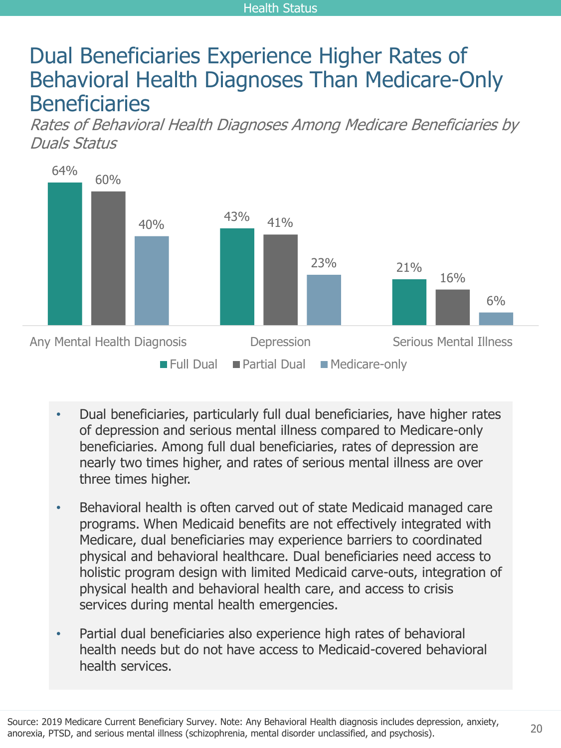# Dual Beneficiaries Experience Higher Rates of Behavioral Health Diagnoses Than Medicare-Only Beneficiaries

*Rates of Behavioral Health Diagnoses Among Medicare Beneficiaries by Duals Status*

| | Full Dual | Partial Dual | Medicare-only |
|---|---|---|---|
| Any Mental Health Diagnosis | 64% | 60% | 40% |
| Depression | 43% | 41% | 23% |
| Serious Mental Illness | 21% | 16% | 6% |

- Dual beneficiaries, particularly full dual beneficiaries, have higher rates of depression and serious mental illness compared to Medicare-only beneficiaries. Among full dual beneficiaries, rates of depression are nearly two times higher, and rates of serious mental illness are over three times higher.
- Behavioral health is often carved out of state Medicaid managed care programs. When Medicaid benefits are not effectively integrated with Medicare, dual beneficiaries may experience barriers to coordinated physical and behavioral healthcare. Dual beneficiaries need access to holistic program design with limited Medicaid carve-outs, integration of physical health and behavioral health care, and access to crisis services during mental health emergencies.
- Partial dual beneficiaries also experience high rates of behavioral health needs but do not have access to Medicaid-covered behavioral health services.

Source: 2019 Medicare Current Beneficiary Survey. Note: Any Behavioral Health diagnosis includes depression, anxiety, anorexia, PTSD, and serious mental illness (schizophrenia, mental disorder unclassified, and psychosis).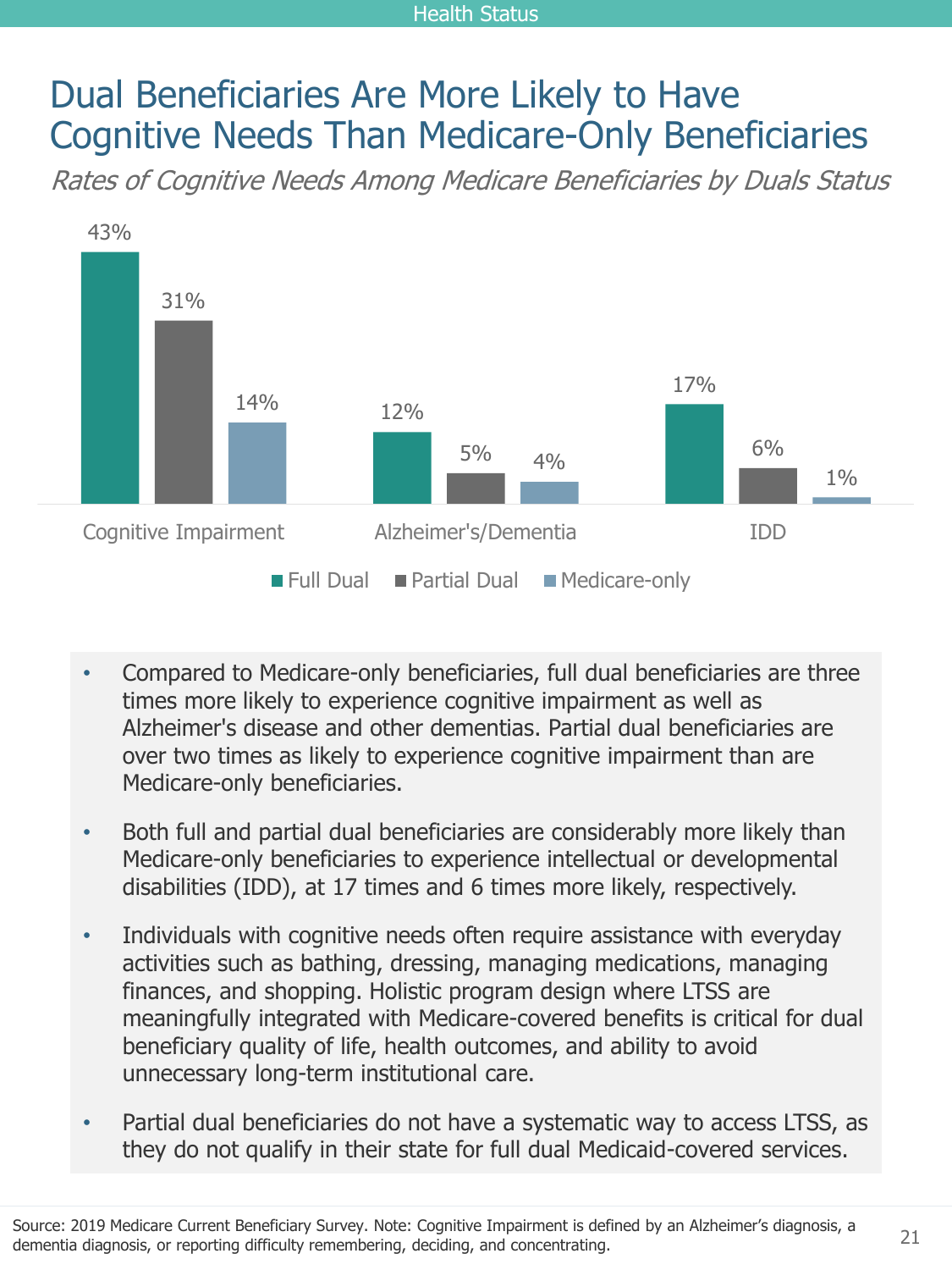# Dual Beneficiaries Are More Likely to Have Cognitive Needs Than Medicare-Only Beneficiaries

*Rates of Cognitive Needs Among Medicare Beneficiaries by Duals Status*

| | Full Dual | Partial Dual | Medicare-only |
|---|---|---|---|
| Cognitive Impairment | 43% | 31% | 14% |
| Alzheimer's/Dementia | 12% | 5% | 4% |
| IDD | 17% | 6% | 1% |

- Compared to Medicare-only beneficiaries, full dual beneficiaries are three times more likely to experience cognitive impairment as well as Alzheimer's disease and other dementias. Partial dual beneficiaries are over two times as likely to experience cognitive impairment than are Medicare-only beneficiaries.
- Both full and partial dual beneficiaries are considerably more likely than Medicare-only beneficiaries to experience intellectual or developmental disabilities (IDD), at 17 times and 6 times more likely, respectively.
- Individuals with cognitive needs often require assistance with everyday activities such as bathing, dressing, managing medications, managing finances, and shopping. Holistic program design where LTSS are meaningfully integrated with Medicare-covered benefits is critical for dual beneficiary quality of life, health outcomes, and ability to avoid unnecessary long-term institutional care.
- Partial dual beneficiaries do not have a systematic way to access LTSS, as they do not qualify in their state for full dual Medicaid-covered services.

Source: 2019 Medicare Current Beneficiary Survey. Note: Cognitive Impairment is defined by an Alzheimer's diagnosis, a dementia diagnosis, or reporting difficulty remembering, deciding, and concentrating.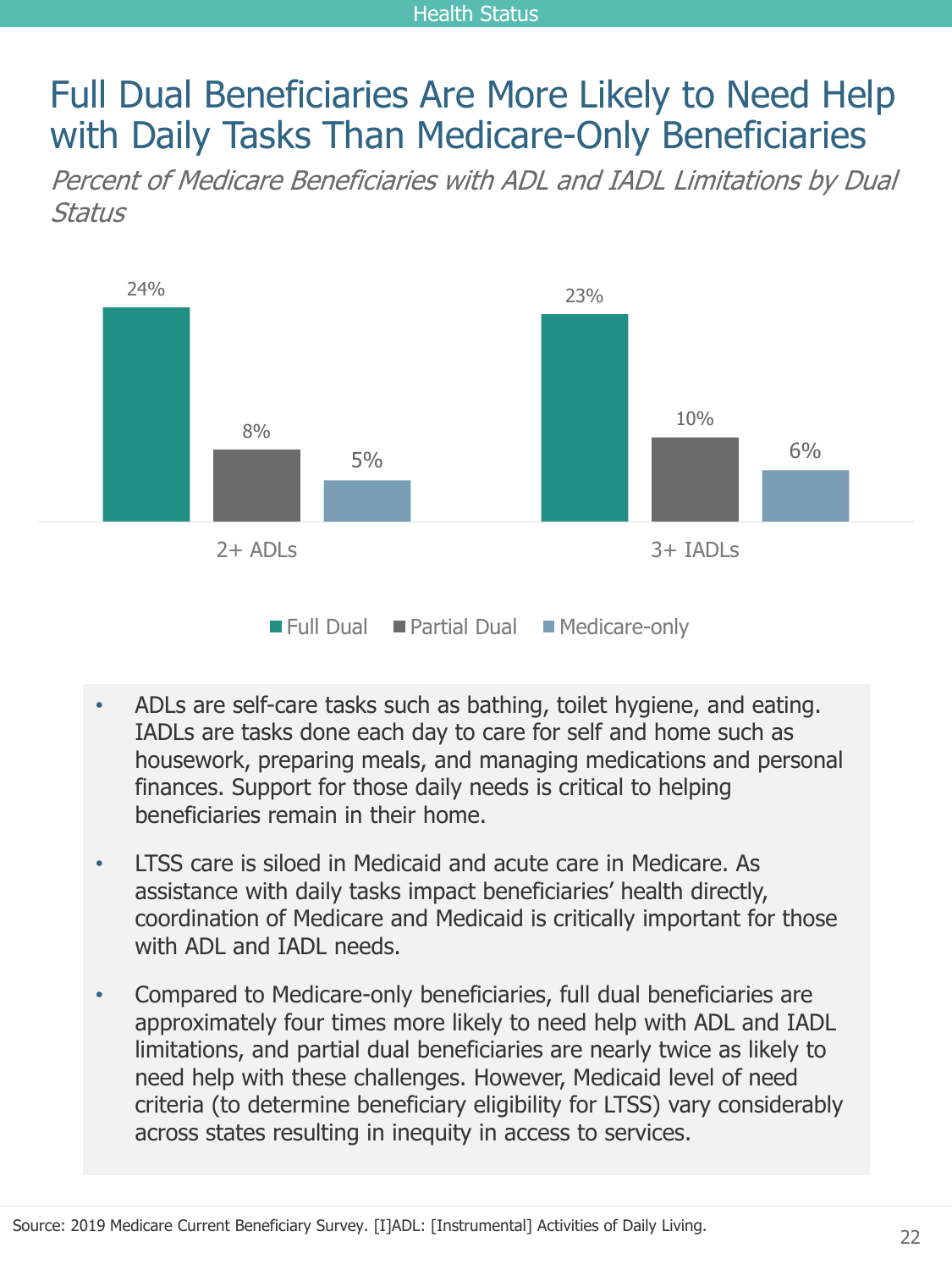# Full Dual Beneficiaries Are More Likely to Need Help with Daily Tasks Than Medicare-Only Beneficiaries

*Percent of Medicare Beneficiaries with ADL and IADL Limitations by Dual Status*

| | Full Dual | Partial Dual | Medicare-only |
|---|---|---|---|
| 2+ ADLs | 24% | 8% | 5% |
| 3+ IADLs | 23% | 10% | 6% |

- ADLs are self-care tasks such as bathing, toilet hygiene, and eating. IADLs are tasks done each day to care for self and home such as housework, preparing meals, and managing medications and personal finances. Support for those daily needs is critical to helping beneficiaries remain in their home.
- LTSS care is siloed in Medicaid and acute care in Medicare. As assistance with daily tasks impact beneficiaries' health directly, coordination of Medicare and Medicaid is critically important for those with ADL and IADL needs.
- Compared to Medicare-only beneficiaries, full dual beneficiaries are approximately four times more likely to need help with ADL and IADL limitations, and partial dual beneficiaries are nearly twice as likely to need help with these challenges. However, Medicaid level of need criteria (to determine beneficiary eligibility for LTSS) vary considerably across states resulting in inequity in access to services.

Source: 2019 Medicare Current Beneficiary Survey. [I]ADL: [Instrumental] Activities of Daily Living.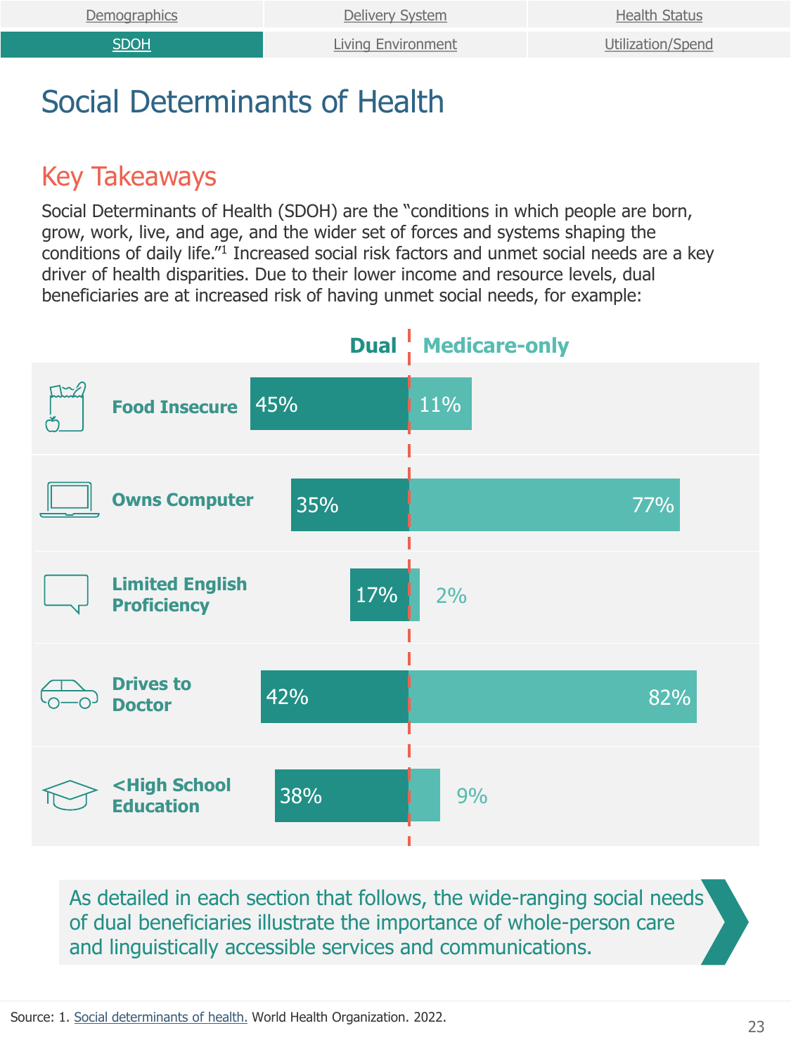# Social Determinants of Health

## Key Takeaways

Social Determinants of Health (SDOH) are the "conditions in which people are born, grow, work, live, and age, and the wider set of forces and systems shaping the conditions of daily life."[1] Increased social risk factors and unmet social needs are a key driver of health disparities. Due to their lower income and resource levels, dual beneficiaries are at increased risk of having unmet social needs, for example:

| | Dual | Medicare-only |
|---|---|---|
| Food Insecure | 45% | 11% |
| Owns Computer | 35% | 77% |
| Limited English Proficiency | 17% | 2% |
| Drives to Doctor | 42% | 82% |
| <High School Education | 38% | 9% |

As detailed in each section that follows, the wide-ranging social needs of dual beneficiaries illustrate the importance of whole-person care and linguistically accessible services and communications.

Source: 1. Social determinants of health. World Health Organization. 2022.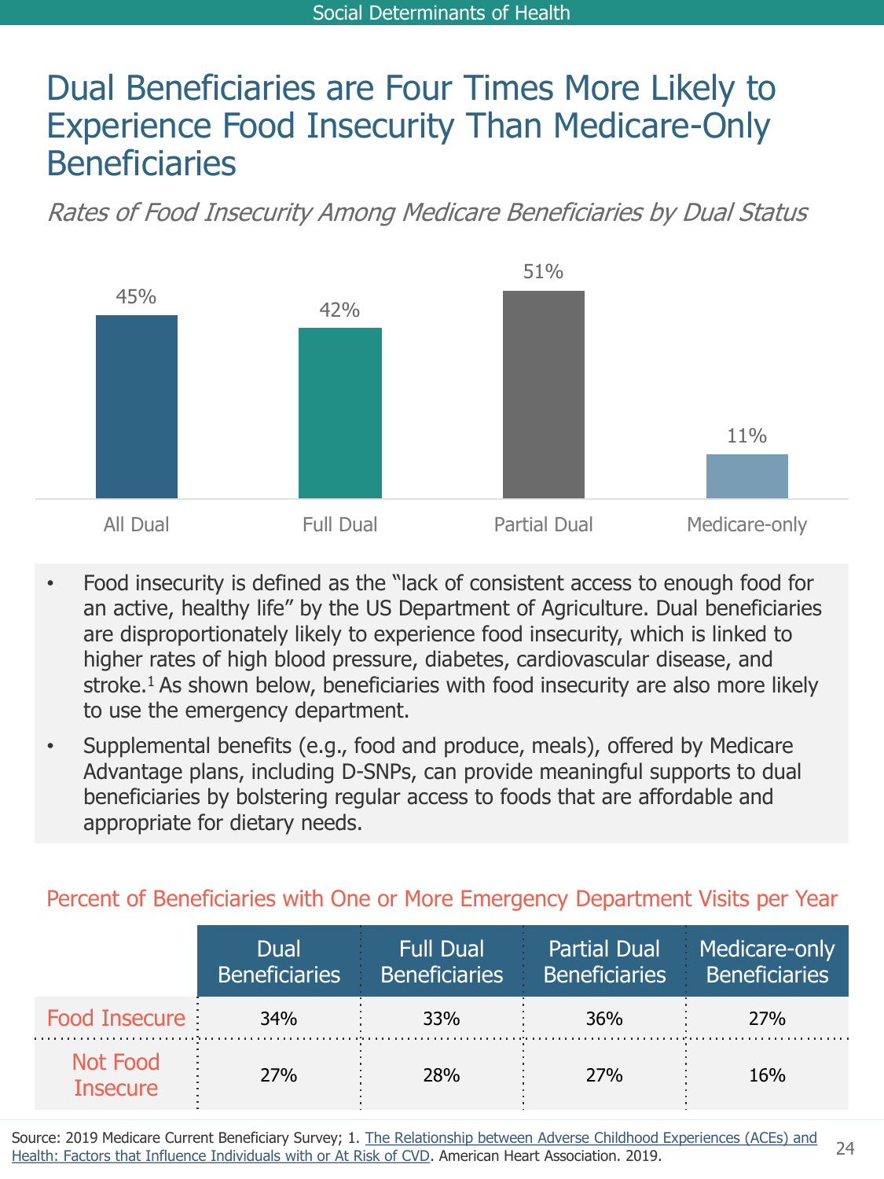# Dual Beneficiaries are Four Times More Likely to Experience Food Insecurity Than Medicare-Only Beneficiaries

*Rates of Food Insecurity Among Medicare Beneficiaries by Dual Status*

| All Dual | Full Dual | Partial Dual | Medicare-only |
|---|---|---|---|
| 45% | 42% | 51% | 11% |

- Food insecurity is defined as the "lack of consistent access to enough food for an active, healthy life" by the US Department of Agriculture. Dual beneficiaries are disproportionately likely to experience food insecurity, which is linked to higher rates of high blood pressure, diabetes, cardiovascular disease, and stroke.[1] As shown below, beneficiaries with food insecurity are also more likely to use the emergency department.
- Supplemental benefits (e.g., food and produce, meals), offered by Medicare Advantage plans, including D-SNPs, can provide meaningful supports to dual beneficiaries by bolstering regular access to foods that are affordable and appropriate for dietary needs.

## Percent of Beneficiaries with One or More Emergency Department Visits per Year

| | Dual Beneficiaries | Full Dual Beneficiaries | Partial Dual Beneficiaries | Medicare-only Beneficiaries |
|---|---|---|---|---|
| Food Insecure | 34% | 33% | 36% | 27% |
| Not Food Insecure | 27% | 28% | 27% | 16% |

Source: 2019 Medicare Current Beneficiary Survey; 1. The Relationship between Adverse Childhood Experiences (ACEs) and Health: Factors that Influence Individuals with or At Risk of CVD. American Heart Association. 2019.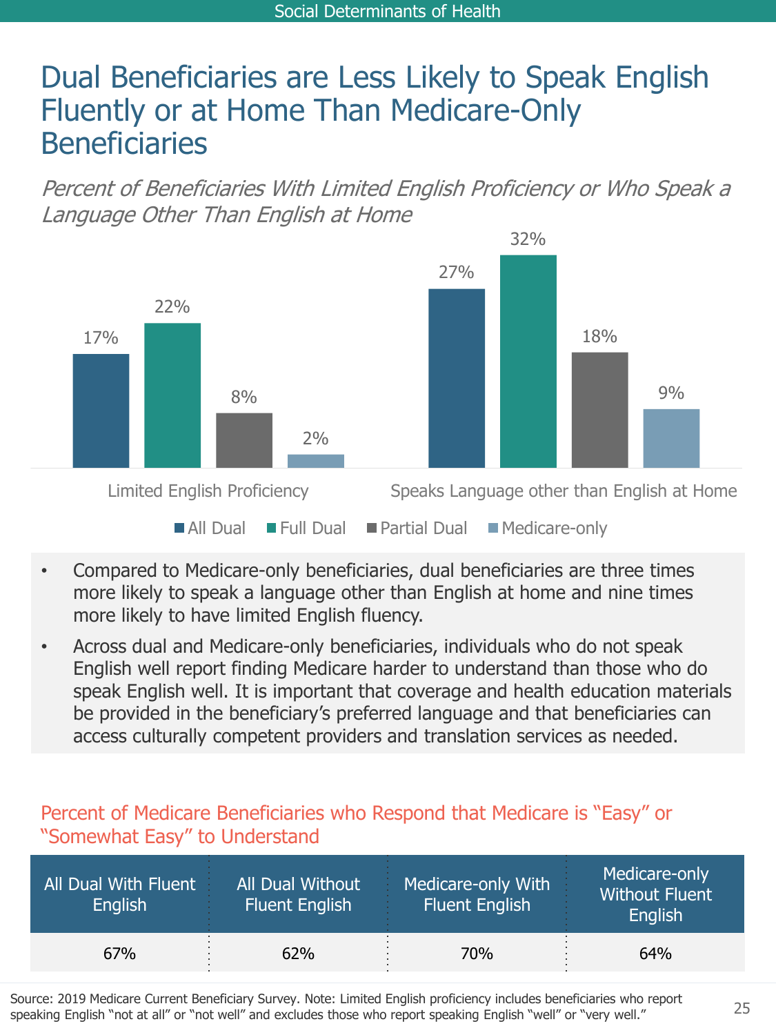Social Determinants of Health

# Dual Beneficiaries are Less Likely to Speak English Fluently or at Home Than Medicare-Only Beneficiaries

*Percent of Beneficiaries With Limited English Proficiency or Who Speak a Language Other Than English at Home*

| | All Dual | Full Dual | Partial Dual | Medicare-only |
|---|---|---|---|---|
| Limited English Proficiency | 17% | 22% | 8% | 2% |
| Speaks Language other than English at Home | 27% | 32% | 18% | 9% |

- Compared to Medicare-only beneficiaries, dual beneficiaries are three times more likely to speak a language other than English at home and nine times more likely to have limited English fluency.
- Across dual and Medicare-only beneficiaries, individuals who do not speak English well report finding Medicare harder to understand than those who do speak English well. It is important that coverage and health education materials be provided in the beneficiary's preferred language and that beneficiaries can access culturally competent providers and translation services as needed.

## Percent of Medicare Beneficiaries who Respond that Medicare is "Easy" or "Somewhat Easy" to Understand

| All Dual With Fluent English | All Dual Without Fluent English | Medicare-only With Fluent English | Medicare-only Without Fluent English |
|---|---|---|---|
| 67% | 62% | 70% | 64% |

Source: 2019 Medicare Current Beneficiary Survey. Note: Limited English proficiency includes beneficiaries who report speaking English "not at all" or "not well" and excludes those who report speaking English "well" or "very well."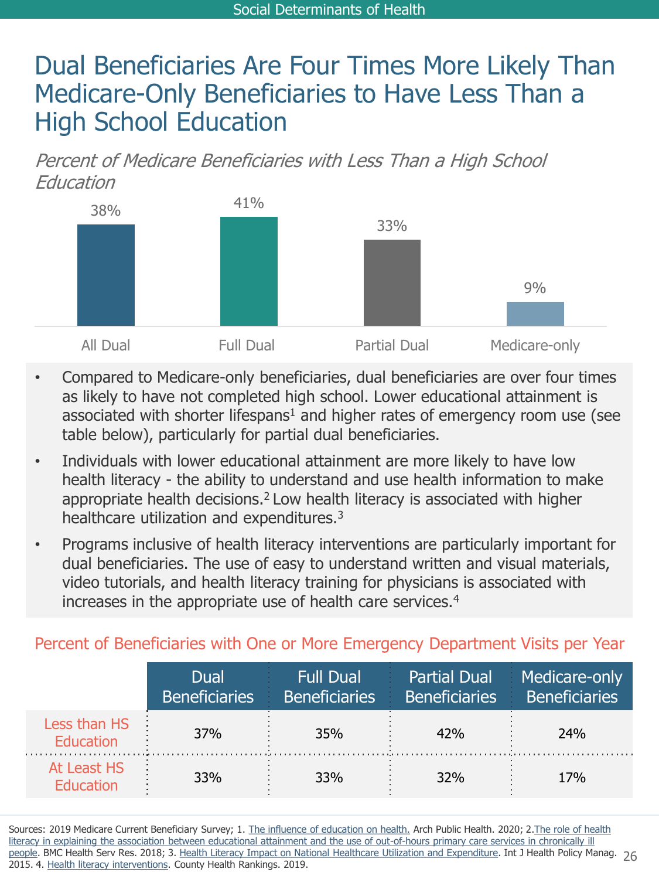Social Determinants of Health

# Dual Beneficiaries Are Four Times More Likely Than Medicare-Only Beneficiaries to Have Less Than a High School Education

*Percent of Medicare Beneficiaries with Less Than a High School Education*

| All Dual | Full Dual | Partial Dual | Medicare-only |
|---|---|---|---|
| 38% | 41% | 33% | 9% |

- Compared to Medicare-only beneficiaries, dual beneficiaries are over four times as likely to have not completed high school. Lower educational attainment is associated with shorter lifespans[1] and higher rates of emergency room use (see table below), particularly for partial dual beneficiaries.
- Individuals with lower educational attainment are more likely to have low health literacy - the ability to understand and use health information to make appropriate health decisions.[2] Low health literacy is associated with higher healthcare utilization and expenditures.[3]
- Programs inclusive of health literacy interventions are particularly important for dual beneficiaries. The use of easy to understand written and visual materials, video tutorials, and health literacy training for physicians is associated with increases in the appropriate use of health care services.[4]

## Percent of Beneficiaries with One or More Emergency Department Visits per Year

| | Dual Beneficiaries | Full Dual Beneficiaries | Partial Dual Beneficiaries | Medicare-only Beneficiaries |
|---|---|---|---|---|
| Less than HS Education | 37% | 35% | 42% | 24% |
| At Least HS Education | 33% | 33% | 32% | 17% |

Sources: 2019 Medicare Current Beneficiary Survey; 1. The influence of education on health. Arch Public Health. 2020; 2. The role of health literacy in explaining the association between educational attainment and the use of out-of-hours primary care services in chronically ill people. BMC Health Serv Res. 2018; 3. Health Literacy Impact on National Healthcare Utilization and Expenditure. Int J Health Policy Manag. 2015. 4. Health literacy interventions. County Health Rankings. 2019.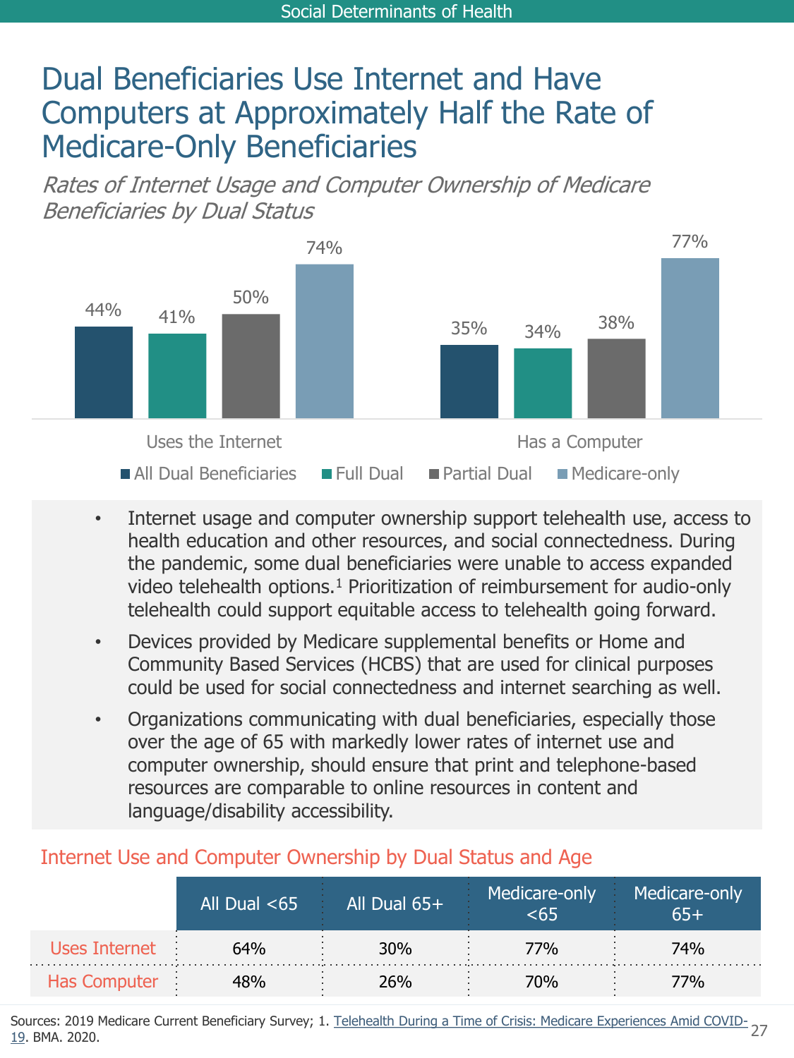# Dual Beneficiaries Use Internet and Have Computers at Approximately Half the Rate of Medicare-Only Beneficiaries

*Rates of Internet Usage and Computer Ownership of Medicare Beneficiaries by Dual Status*

| | All Dual Beneficiaries | Full Dual | Partial Dual | Medicare-only |
|---|---|---|---|---|
| Uses the Internet | 44% | 41% | 50% | 74% |
| Has a Computer | 35% | 34% | 38% | 77% |

- Internet usage and computer ownership support telehealth use, access to health education and other resources, and social connectedness. During the pandemic, some dual beneficiaries were unable to access expanded video telehealth options.[1] Prioritization of reimbursement for audio-only telehealth could support equitable access to telehealth going forward.
- Devices provided by Medicare supplemental benefits or Home and Community Based Services (HCBS) that are used for clinical purposes could be used for social connectedness and internet searching as well.
- Organizations communicating with dual beneficiaries, especially those over the age of 65 with markedly lower rates of internet use and computer ownership, should ensure that print and telephone-based resources are comparable to online resources in content and language/disability accessibility.

## Internet Use and Computer Ownership by Dual Status and Age

| | All Dual <65 | All Dual 65+ | Medicare-only <65 | Medicare-only 65+ |
|---|---|---|---|---|
| Uses Internet | 64% | 30% | 77% | 74% |
| Has Computer | 48% | 26% | 70% | 77% |

Sources: 2019 Medicare Current Beneficiary Survey; 1. Telehealth During a Time of Crisis: Medicare Experiences Amid COVID-19. BMA. 2020.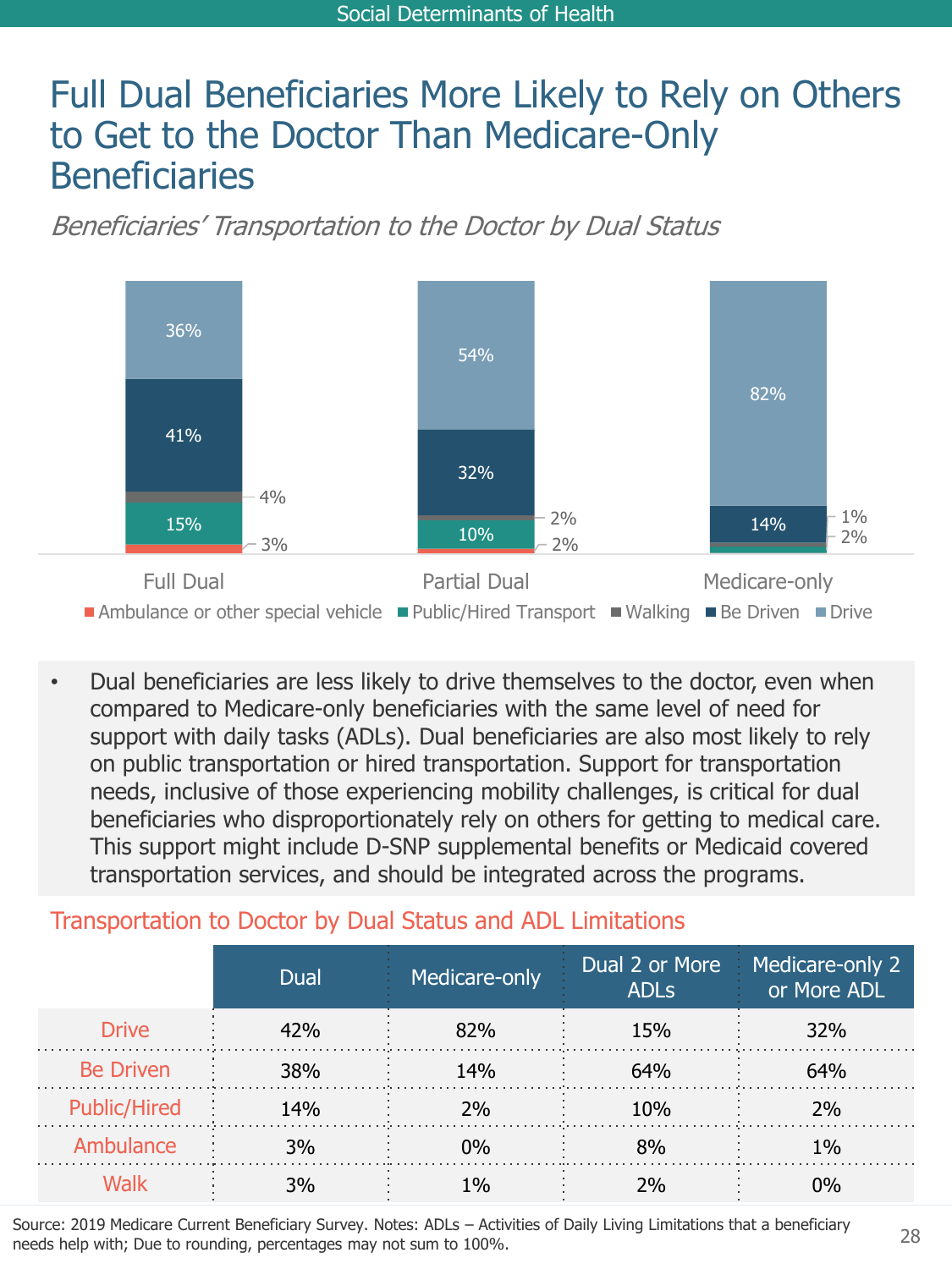# Full Dual Beneficiaries More Likely to Rely on Others to Get to the Doctor Than Medicare-Only Beneficiaries

*Beneficiaries' Transportation to the Doctor by Dual Status*

| | Full Dual | Partial Dual | Medicare-only |
|---|---|---|---|
| Drive | 36% | 54% | 82% |
| Be Driven | 41% | 32% | 14% |
| Walking | 4% | 2% | 1% |
| Public/Hired Transport | 15% | 10% | 2% |
| Ambulance or other special vehicle | 3% | 2% | |

- Dual beneficiaries are less likely to drive themselves to the doctor, even when compared to Medicare-only beneficiaries with the same level of need for support with daily tasks (ADLs). Dual beneficiaries are also most likely to rely on public transportation or hired transportation. Support for transportation needs, inclusive of those experiencing mobility challenges, is critical for dual beneficiaries who disproportionately rely on others for getting to medical care. This support might include D-SNP supplemental benefits or Medicaid covered transportation services, and should be integrated across the programs.

## Transportation to Doctor by Dual Status and ADL Limitations

| | Dual | Medicare-only | Dual 2 or More ADLs | Medicare-only 2 or More ADL |
|---|---|---|---|---|
| Drive | 42% | 82% | 15% | 32% |
| Be Driven | 38% | 14% | 64% | 64% |
| Public/Hired | 14% | 2% | 10% | 2% |
| Ambulance | 3% | 0% | 8% | 1% |
| Walk | 3% | 1% | 2% | 0% |

Source: 2019 Medicare Current Beneficiary Survey. Notes: ADLs – Activities of Daily Living Limitations that a beneficiary needs help with; Due to rounding, percentages may not sum to 100%.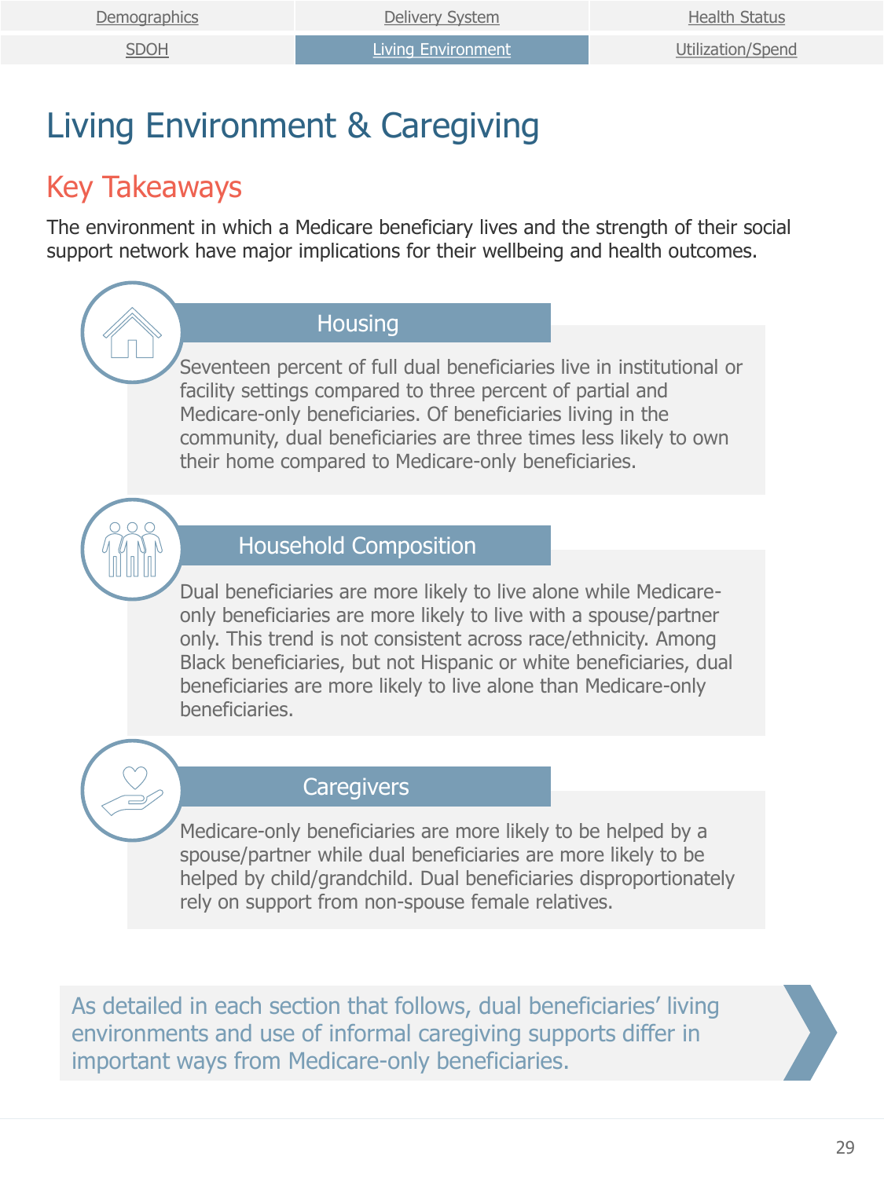Demographics | Delivery System | Health Status
SDOH | Living Environment | Utilization/Spend

# Living Environment & Caregiving

## Key Takeaways

The environment in which a Medicare beneficiary lives and the strength of their social support network have major implications for their wellbeing and health outcomes.

### Housing

Seventeen percent of full dual beneficiaries live in institutional or facility settings compared to three percent of partial and Medicare-only beneficiaries. Of beneficiaries living in the community, dual beneficiaries are three times less likely to own their home compared to Medicare-only beneficiaries.

### Household Composition

Dual beneficiaries are more likely to live alone while Medicare-only beneficiaries are more likely to live with a spouse/partner only. This trend is not consistent across race/ethnicity. Among Black beneficiaries, but not Hispanic or white beneficiaries, dual beneficiaries are more likely to live alone than Medicare-only beneficiaries.

### Caregivers

Medicare-only beneficiaries are more likely to be helped by a spouse/partner while dual beneficiaries are more likely to be helped by child/grandchild. Dual beneficiaries disproportionately rely on support from non-spouse female relatives.

As detailed in each section that follows, dual beneficiaries' living environments and use of informal caregiving supports differ in important ways from Medicare-only beneficiaries.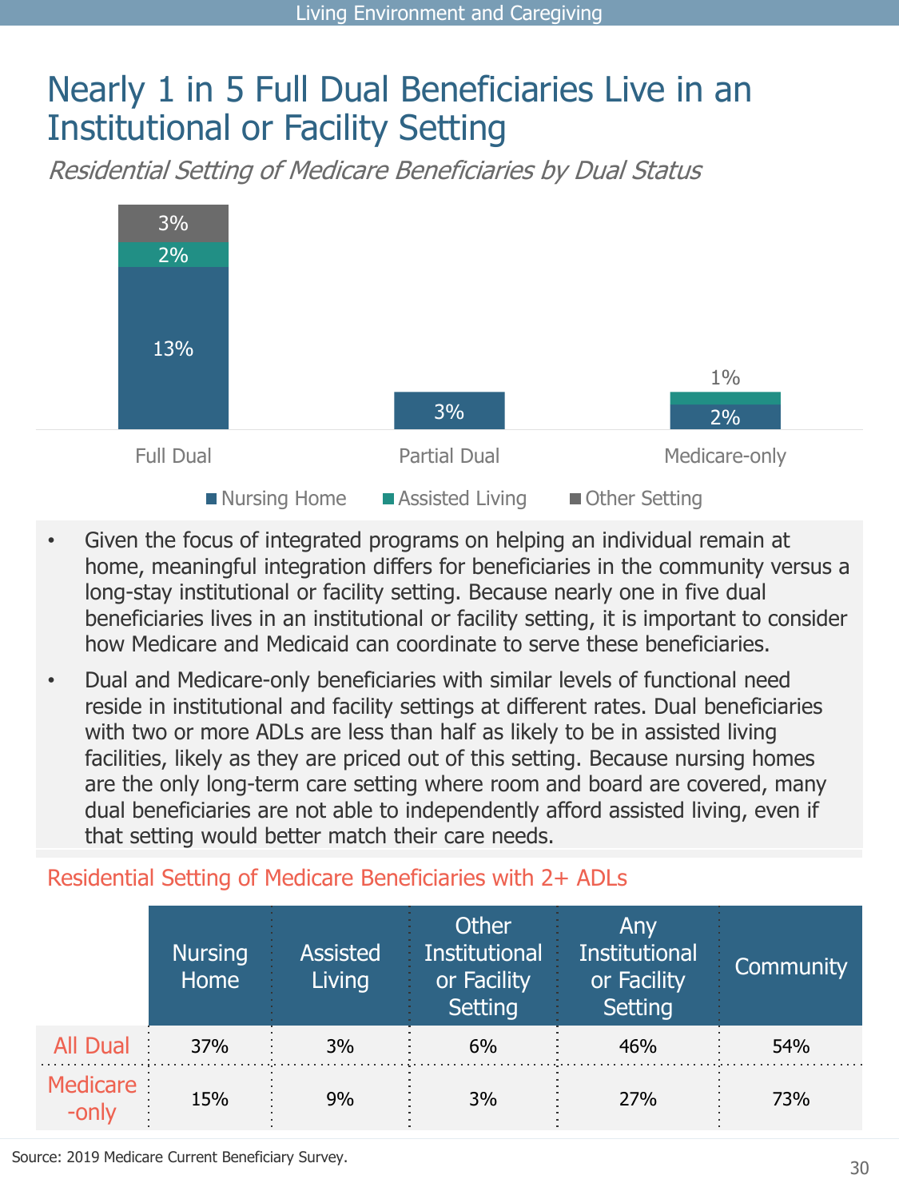# Nearly 1 in 5 Full Dual Beneficiaries Live in an Institutional or Facility Setting

*Residential Setting of Medicare Beneficiaries by Dual Status*

| | Nursing Home | Assisted Living | Other Setting |
|---|---|---|---|
| Full Dual | 13% | 2% | 3% |
| Partial Dual | 3% | | |
| Medicare-only | 2% | 1% | |

- Given the focus of integrated programs on helping an individual remain at home, meaningful integration differs for beneficiaries in the community versus a long-stay institutional or facility setting. Because nearly one in five dual beneficiaries lives in an institutional or facility setting, it is important to consider how Medicare and Medicaid can coordinate to serve these beneficiaries.
- Dual and Medicare-only beneficiaries with similar levels of functional need reside in institutional and facility settings at different rates. Dual beneficiaries with two or more ADLs are less than half as likely to be in assisted living facilities, likely as they are priced out of this setting. Because nursing homes are the only long-term care setting where room and board are covered, many dual beneficiaries are not able to independently afford assisted living, even if that setting would better match their care needs.

## Residential Setting of Medicare Beneficiaries with 2+ ADLs

| | Nursing Home | Assisted Living | Other Institutional or Facility Setting | Any Institutional or Facility Setting | Community |
|---|---|---|---|---|---|
| All Dual | 37% | 3% | 6% | 46% | 54% |
| Medicare-only | 15% | 9% | 3% | 27% | 73% |

Source: 2019 Medicare Current Beneficiary Survey.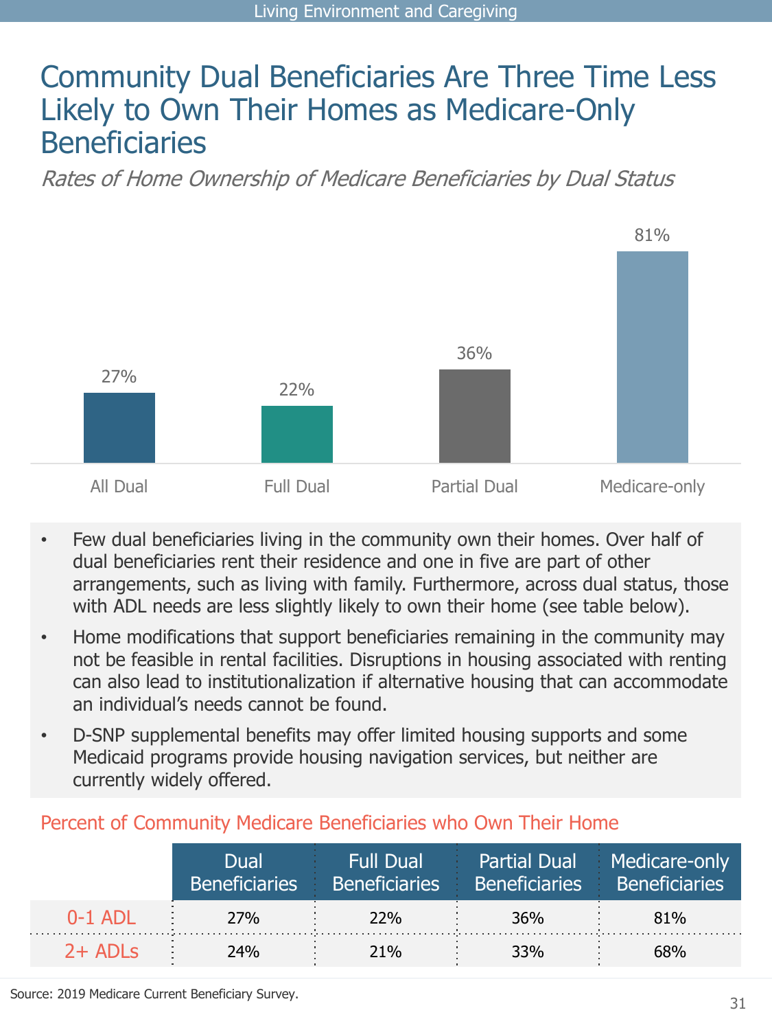# Community Dual Beneficiaries Are Three Time Less Likely to Own Their Homes as Medicare-Only Beneficiaries

*Rates of Home Ownership of Medicare Beneficiaries by Dual Status*

| All Dual | Full Dual | Partial Dual | Medicare-only |
|---|---|---|---|
| 27% | 22% | 36% | 81% |

- Few dual beneficiaries living in the community own their homes. Over half of dual beneficiaries rent their residence and one in five are part of other arrangements, such as living with family. Furthermore, across dual status, those with ADL needs are less slightly likely to own their home (see table below).
- Home modifications that support beneficiaries remaining in the community may not be feasible in rental facilities. Disruptions in housing associated with renting can also lead to institutionalization if alternative housing that can accommodate an individual's needs cannot be found.
- D-SNP supplemental benefits may offer limited housing supports and some Medicaid programs provide housing navigation services, but neither are currently widely offered.

## Percent of Community Medicare Beneficiaries who Own Their Home

| | Dual Beneficiaries | Full Dual Beneficiaries | Partial Dual Beneficiaries | Medicare-only Beneficiaries |
|---|---|---|---|---|
| 0-1 ADL | 27% | 22% | 36% | 81% |
| 2+ ADLs | 24% | 21% | 33% | 68% |

Source: 2019 Medicare Current Beneficiary Survey.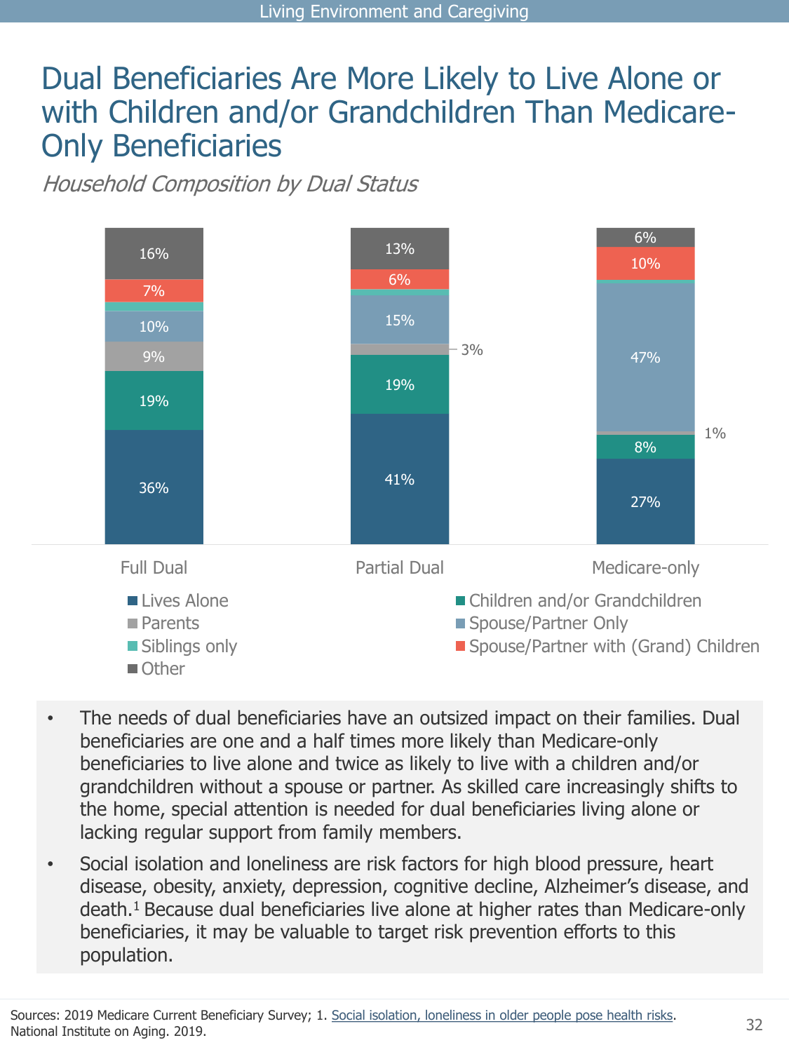# Dual Beneficiaries Are More Likely to Live Alone or with Children and/or Grandchildren Than Medicare-Only Beneficiaries

*Household Composition by Dual Status*

| | Full Dual | Partial Dual | Medicare-only |
|---|---|---|---|
| Lives Alone | 36% | 41% | 27% |
| Children and/or Grandchildren | 19% | 19% | 8% |
| Parents | 9% | 3% | 1% |
| Spouse/Partner Only | 10% | 15% | 47% |
| Siblings only | | | |
| Spouse/Partner with (Grand) Children | 7% | 6% | 10% |
| Other | 16% | 13% | 6% |

- The needs of dual beneficiaries have an outsized impact on their families. Dual beneficiaries are one and a half times more likely than Medicare-only beneficiaries to live alone and twice as likely to live with a children and/or grandchildren without a spouse or partner. As skilled care increasingly shifts to the home, special attention is needed for dual beneficiaries living alone or lacking regular support from family members.
- Social isolation and loneliness are risk factors for high blood pressure, heart disease, obesity, anxiety, depression, cognitive decline, Alzheimer's disease, and death.[1] Because dual beneficiaries live alone at higher rates than Medicare-only beneficiaries, it may be valuable to target risk prevention efforts to this population.

Sources: 2019 Medicare Current Beneficiary Survey; 1. Social isolation, loneliness in older people pose health risks. National Institute on Aging. 2019.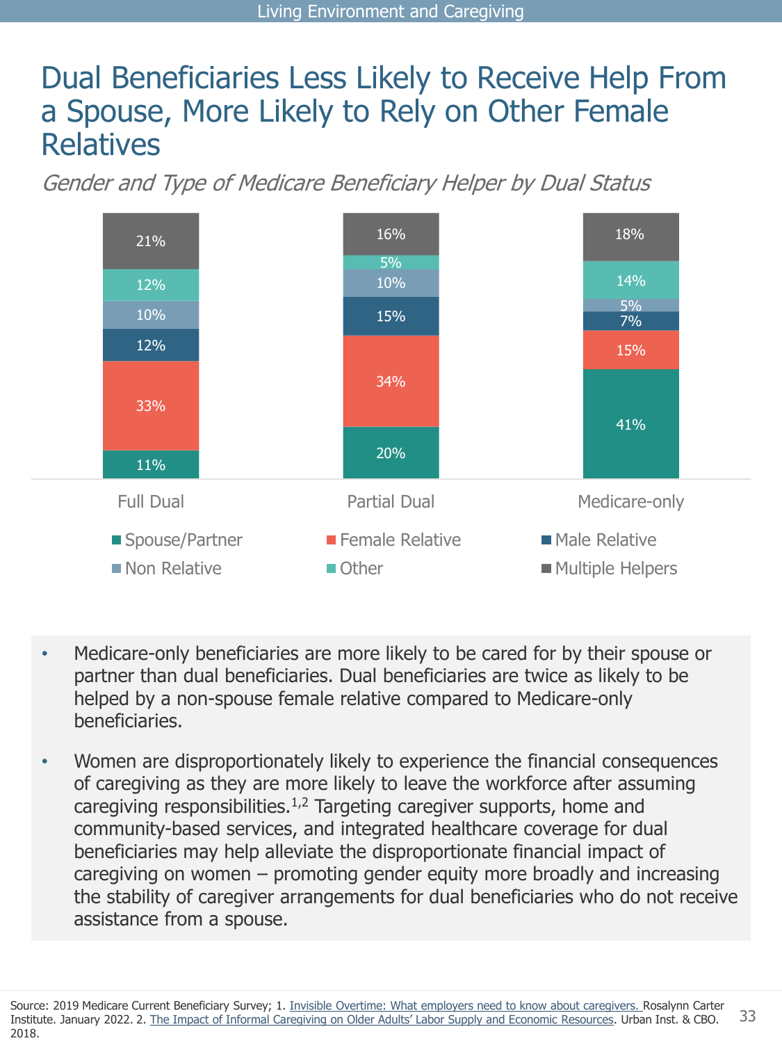# Dual Beneficiaries Less Likely to Receive Help From a Spouse, More Likely to Rely on Other Female Relatives

*Gender and Type of Medicare Beneficiary Helper by Dual Status*

| | Full Dual | Partial Dual | Medicare-only |
|---|---|---|---|
| Spouse/Partner | 11% | 20% | 41% |
| Female Relative | 33% | 34% | 15% |
| Male Relative | 12% | 15% | 7% |
| Non Relative | 10% | 10% | 5% |
| Other | 12% | 5% | 14% |
| Multiple Helpers | 21% | 16% | 18% |

- Medicare-only beneficiaries are more likely to be cared for by their spouse or partner than dual beneficiaries. Dual beneficiaries are twice as likely to be helped by a non-spouse female relative compared to Medicare-only beneficiaries.
- Women are disproportionately likely to experience the financial consequences of caregiving as they are more likely to leave the workforce after assuming caregiving responsibilities.[1,2] Targeting caregiver supports, home and community-based services, and integrated healthcare coverage for dual beneficiaries may help alleviate the disproportionate financial impact of caregiving on women – promoting gender equity more broadly and increasing the stability of caregiver arrangements for dual beneficiaries who do not receive assistance from a spouse.

Source: 2019 Medicare Current Beneficiary Survey; 1. Invisible Overtime: What employers need to know about caregivers. Rosalynn Carter Institute. January 2022. 2. The Impact of Informal Caregiving on Older Adults' Labor Supply and Economic Resources. Urban Inst. & CBO. 2018.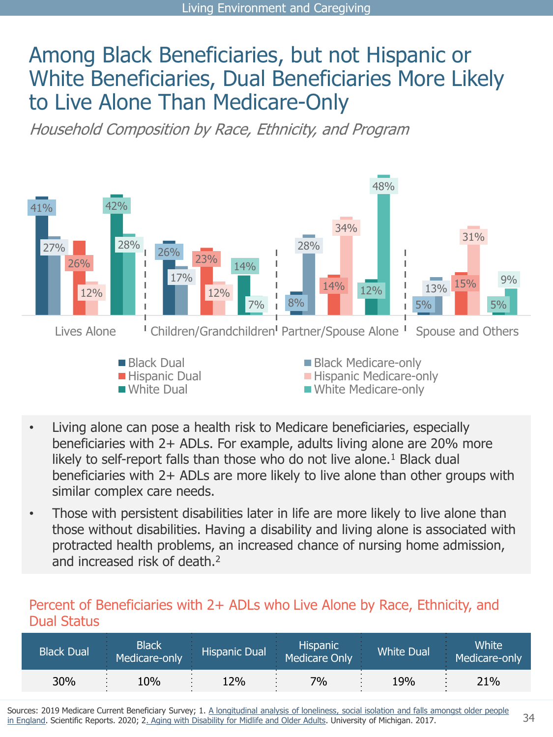# Among Black Beneficiaries, but not Hispanic or White Beneficiaries, Dual Beneficiaries More Likely to Live Alone Than Medicare-Only

*Household Composition by Race, Ethnicity, and Program*

| | Black Dual | Black Medicare-only | Hispanic Dual | Hispanic Medicare-only | White Dual | White Medicare-only |
|---|---|---|---|---|---|---|
| Lives Alone | 41% | 27% | 26% | 12% | 42% | 28% |
| Children/Grandchildren | 26% | 17% | 23% | 12% | 14% | 7% |
| Partner/Spouse Alone | 8% | 28% | 14% | 34% | 12% | 48% |
| Spouse and Others | 5% | 13% | 15% | 31% | 5% | 9% |

- Living alone can pose a health risk to Medicare beneficiaries, especially beneficiaries with 2+ ADLs. For example, adults living alone are 20% more likely to self-report falls than those who do not live alone.[1] Black dual beneficiaries with 2+ ADLs are more likely to live alone than other groups with similar complex care needs.
- Those with persistent disabilities later in life are more likely to live alone than those without disabilities. Having a disability and living alone is associated with protracted health problems, an increased chance of nursing home admission, and increased risk of death.[2]

## Percent of Beneficiaries with 2+ ADLs who Live Alone by Race, Ethnicity, and Dual Status

| Black Dual | Black Medicare-only | Hispanic Dual | Hispanic Medicare Only | White Dual | White Medicare-only |
|---|---|---|---|---|---|
| 30% | 10% | 12% | 7% | 19% | 21% |

Sources: 2019 Medicare Current Beneficiary Survey; 1. A longitudinal analysis of loneliness, social isolation and falls amongst older people in England. Scientific Reports. 2020; 2. Aging with Disability for Midlife and Older Adults. University of Michigan. 2017.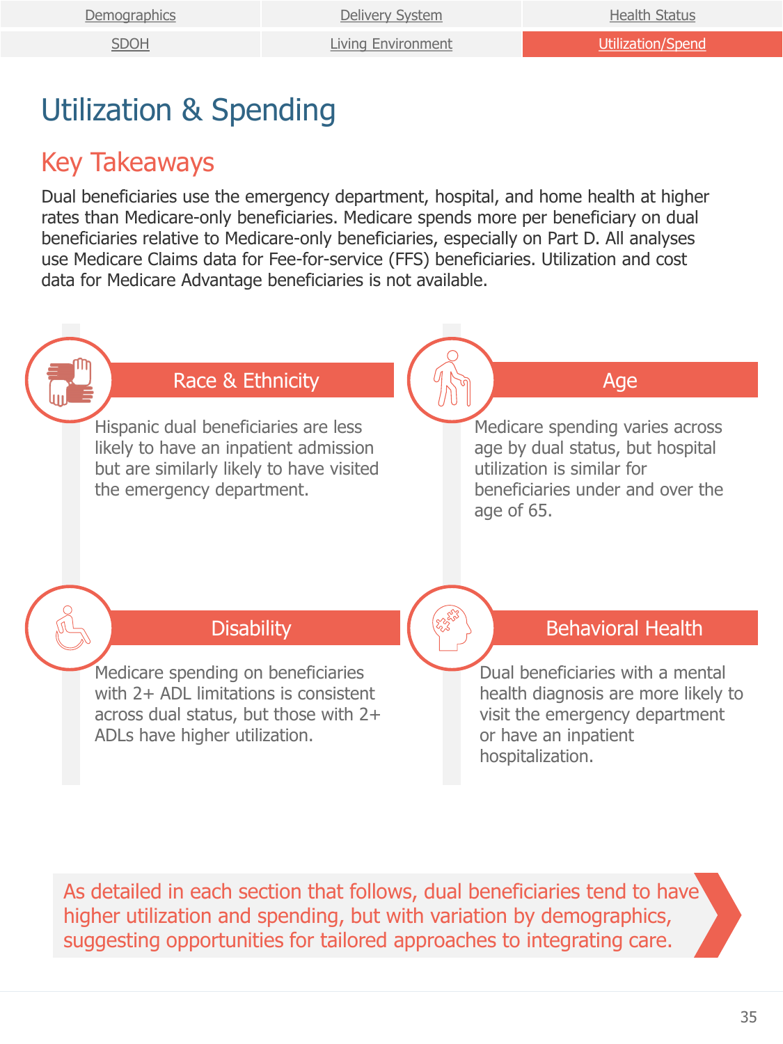# Utilization & Spending

## Key Takeaways

Dual beneficiaries use the emergency department, hospital, and home health at higher rates than Medicare-only beneficiaries. Medicare spends more per beneficiary on dual beneficiaries relative to Medicare-only beneficiaries, especially on Part D. All analyses use Medicare Claims data for Fee-for-service (FFS) beneficiaries. Utilization and cost data for Medicare Advantage beneficiaries is not available.

### Race & Ethnicity

Hispanic dual beneficiaries are less likely to have an inpatient admission but are similarly likely to have visited the emergency department.

### Age

Medicare spending varies across age by dual status, but hospital utilization is similar for beneficiaries under and over the age of 65.

### Disability

Medicare spending on beneficiaries with 2+ ADL limitations is consistent across dual status, but those with 2+ ADLs have higher utilization.

### Behavioral Health

Dual beneficiaries with a mental health diagnosis are more likely to visit the emergency department or have an inpatient hospitalization.

As detailed in each section that follows, dual beneficiaries tend to have higher utilization and spending, but with variation by demographics, suggesting opportunities for tailored approaches to integrating care.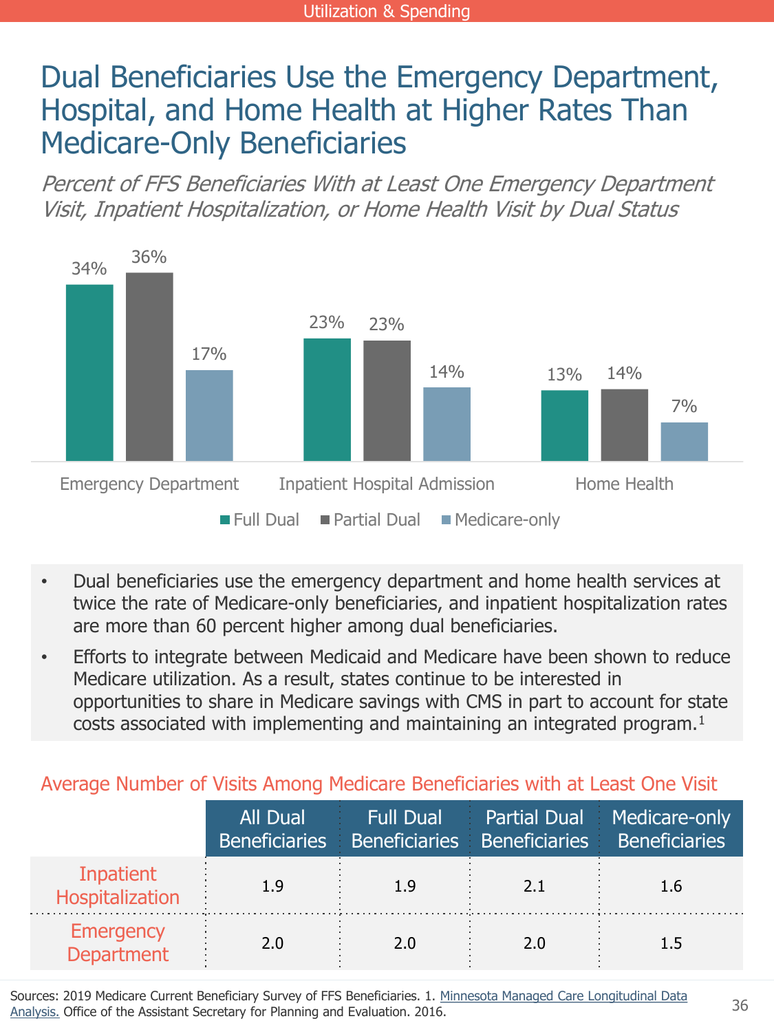Utilization & Spending

# Dual Beneficiaries Use the Emergency Department, Hospital, and Home Health at Higher Rates Than Medicare-Only Beneficiaries

*Percent of FFS Beneficiaries With at Least One Emergency Department Visit, Inpatient Hospitalization, or Home Health Visit by Dual Status*

| | Full Dual | Partial Dual | Medicare-only |
|---|---|---|---|
| Emergency Department | 34% | 36% | 17% |
| Inpatient Hospital Admission | 23% | 23% | 14% |
| Home Health | 13% | 14% | 7% |

- Dual beneficiaries use the emergency department and home health services at twice the rate of Medicare-only beneficiaries, and inpatient hospitalization rates are more than 60 percent higher among dual beneficiaries.
- Efforts to integrate between Medicaid and Medicare have been shown to reduce Medicare utilization. As a result, states continue to be interested in opportunities to share in Medicare savings with CMS in part to account for state costs associated with implementing and maintaining an integrated program.[1]

## Average Number of Visits Among Medicare Beneficiaries with at Least One Visit

| | All Dual Beneficiaries | Full Dual Beneficiaries | Partial Dual Beneficiaries | Medicare-only Beneficiaries |
|---|---|---|---|---|
| Inpatient Hospitalization | 1.9 | 1.9 | 2.1 | 1.6 |
| Emergency Department | 2.0 | 2.0 | 2.0 | 1.5 |

Sources: 2019 Medicare Current Beneficiary Survey of FFS Beneficiaries. 1. Minnesota Managed Care Longitudinal Data Analysis. Office of the Assistant Secretary for Planning and Evaluation. 2016.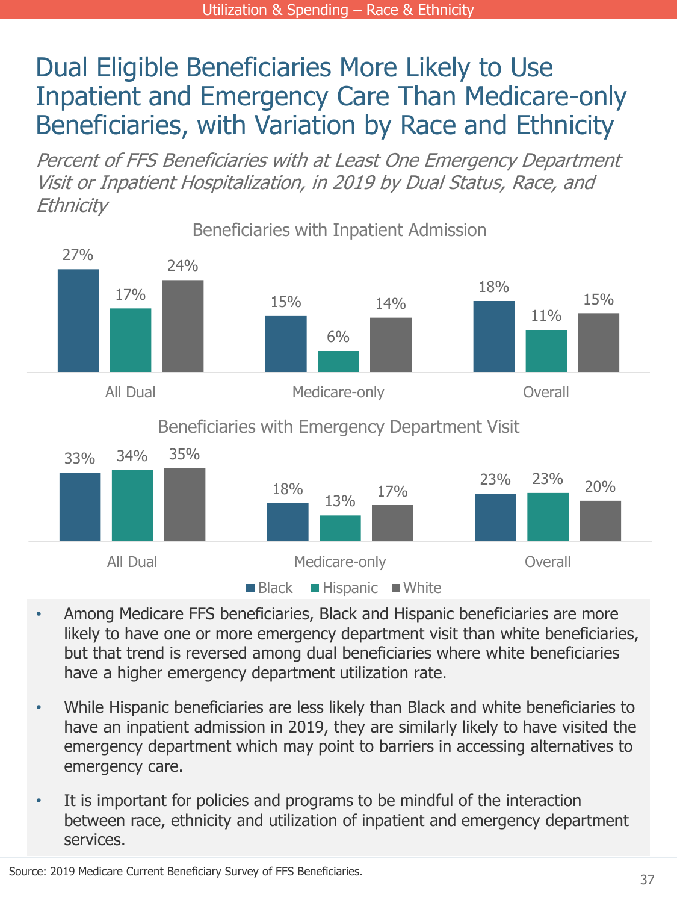# Dual Eligible Beneficiaries More Likely to Use Inpatient and Emergency Care Than Medicare-only Beneficiaries, with Variation by Race and Ethnicity

*Percent of FFS Beneficiaries with at Least One Emergency Department Visit or Inpatient Hospitalization, in 2019 by Dual Status, Race, and Ethnicity*

**Beneficiaries with Inpatient Admission**

| | Black | Hispanic | White |
|---|---|---|---|
| All Dual | 27% | 17% | 24% |
| Medicare-only | 15% | 6% | 14% |
| Overall | 18% | 11% | 15% |

**Beneficiaries with Emergency Department Visit**

| | Black | Hispanic | White |
|---|---|---|---|
| All Dual | 33% | 34% | 35% |
| Medicare-only | 18% | 13% | 17% |
| Overall | 23% | 23% | 20% |

- Among Medicare FFS beneficiaries, Black and Hispanic beneficiaries are more likely to have one or more emergency department visit than white beneficiaries, but that trend is reversed among dual beneficiaries where white beneficiaries have a higher emergency department utilization rate.
- While Hispanic beneficiaries are less likely than Black and white beneficiaries to have an inpatient admission in 2019, they are similarly likely to have visited the emergency department which may point to barriers in accessing alternatives to emergency care.
- It is important for policies and programs to be mindful of the interaction between race, ethnicity and utilization of inpatient and emergency department services.

Source: 2019 Medicare Current Beneficiary Survey of FFS Beneficiaries.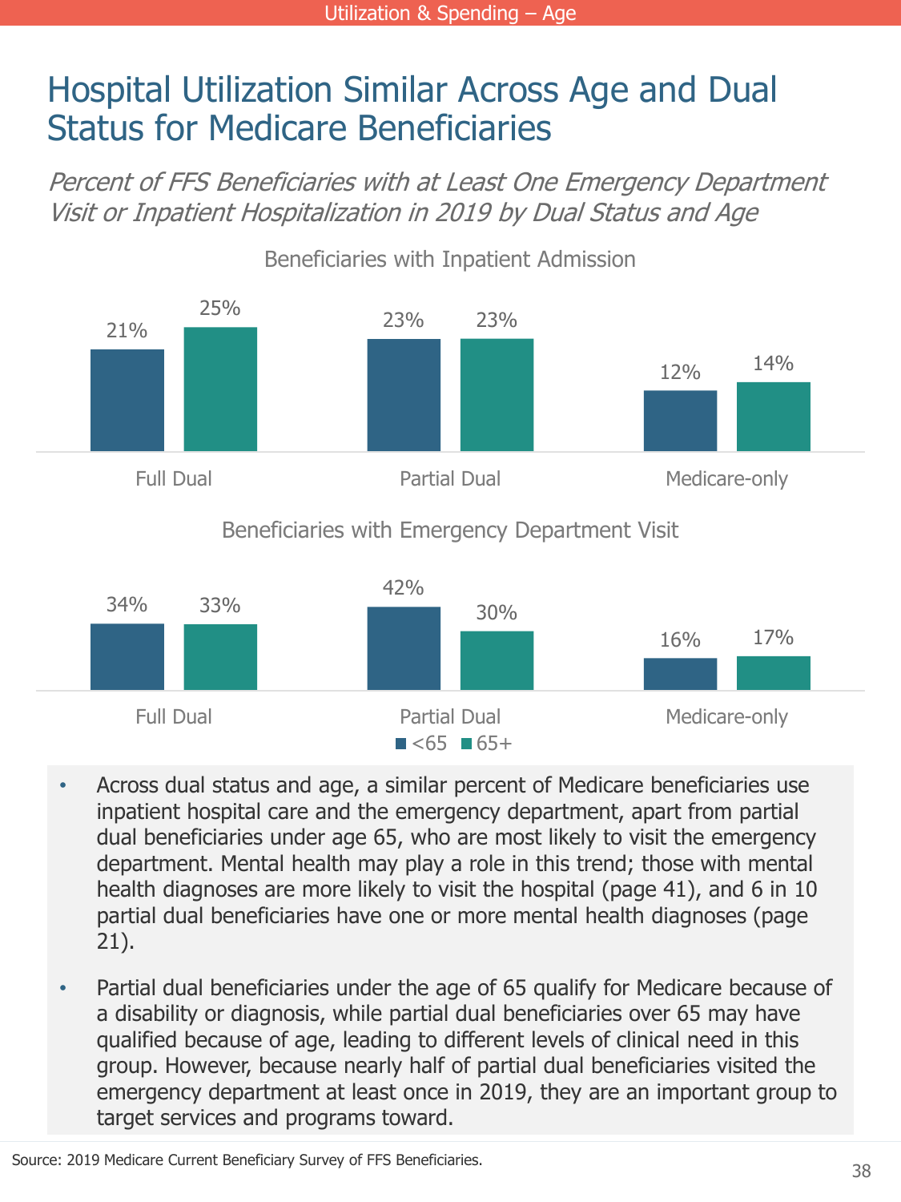# Hospital Utilization Similar Across Age and Dual Status for Medicare Beneficiaries

*Percent of FFS Beneficiaries with at Least One Emergency Department Visit or Inpatient Hospitalization in 2019 by Dual Status and Age*

**Beneficiaries with Inpatient Admission**

| | <65 | 65+ |
| --- | --- | --- |
| Full Dual | 21% | 25% |
| Partial Dual | 23% | 23% |
| Medicare-only | 12% | 14% |

**Beneficiaries with Emergency Department Visit**

| | <65 | 65+ |
| --- | --- | --- |
| Full Dual | 34% | 33% |
| Partial Dual | 42% | 30% |
| Medicare-only | 16% | 17% |

- Across dual status and age, a similar percent of Medicare beneficiaries use inpatient hospital care and the emergency department, apart from partial dual beneficiaries under age 65, who are most likely to visit the emergency department. Mental health may play a role in this trend; those with mental health diagnoses are more likely to visit the hospital (page 41), and 6 in 10 partial dual beneficiaries have one or more mental health diagnoses (page 21).
- Partial dual beneficiaries under the age of 65 qualify for Medicare because of a disability or diagnosis, while partial dual beneficiaries over 65 may have qualified because of age, leading to different levels of clinical need in this group. However, because nearly half of partial dual beneficiaries visited the emergency department at least once in 2019, they are an important group to target services and programs toward.

Source: 2019 Medicare Current Beneficiary Survey of FFS Beneficiaries.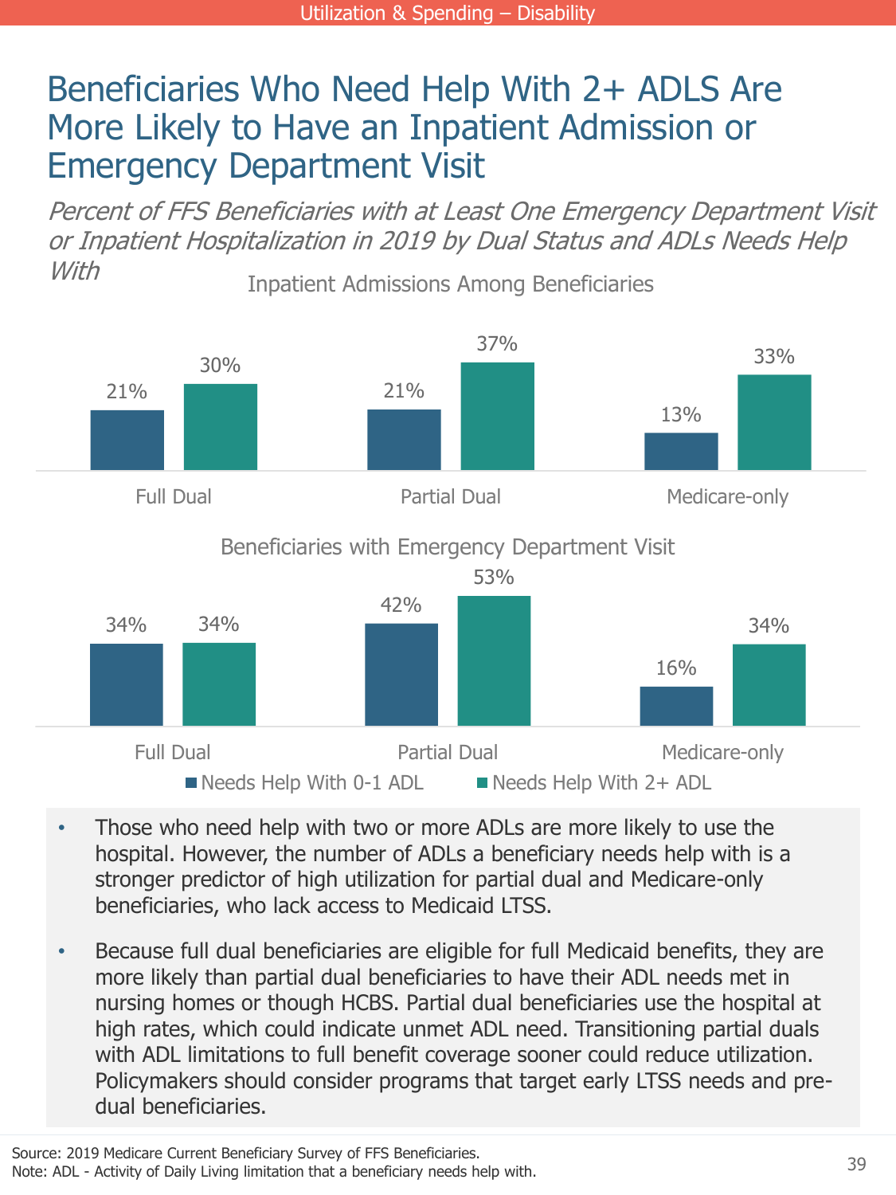# Beneficiaries Who Need Help With 2+ ADLS Are More Likely to Have an Inpatient Admission or Emergency Department Visit

*Percent of FFS Beneficiaries with at Least One Emergency Department Visit or Inpatient Hospitalization in 2019 by Dual Status and ADLs Needs Help With*

**Inpatient Admissions Among Beneficiaries**

| | Needs Help With 0-1 ADL | Needs Help With 2+ ADL |
|---|---|---|
| Full Dual | 21% | 30% |
| Partial Dual | 21% | 37% |
| Medicare-only | 13% | 33% |

**Beneficiaries with Emergency Department Visit**

| | Needs Help With 0-1 ADL | Needs Help With 2+ ADL |
|---|---|---|
| Full Dual | 34% | 34% |
| Partial Dual | 42% | 53% |
| Medicare-only | 16% | 34% |

- Those who need help with two or more ADLs are more likely to use the hospital. However, the number of ADLs a beneficiary needs help with is a stronger predictor of high utilization for partial dual and Medicare-only beneficiaries, who lack access to Medicaid LTSS.
- Because full dual beneficiaries are eligible for full Medicaid benefits, they are more likely than partial dual beneficiaries to have their ADL needs met in nursing homes or though HCBS. Partial dual beneficiaries use the hospital at high rates, which could indicate unmet ADL need. Transitioning partial duals with ADL limitations to full benefit coverage sooner could reduce utilization. Policymakers should consider programs that target early LTSS needs and pre-dual beneficiaries.

Source: 2019 Medicare Current Beneficiary Survey of FFS Beneficiaries.
Note: ADL - Activity of Daily Living limitation that a beneficiary needs help with.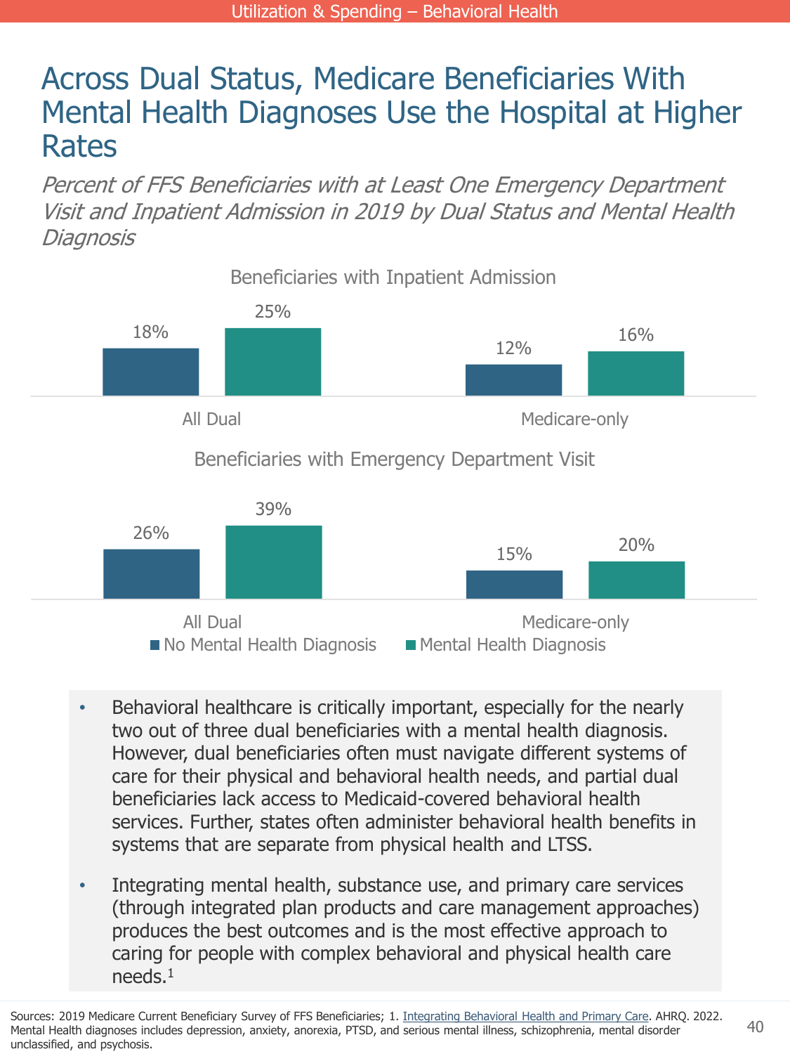# Across Dual Status, Medicare Beneficiaries With Mental Health Diagnoses Use the Hospital at Higher Rates

*Percent of FFS Beneficiaries with at Least One Emergency Department Visit and Inpatient Admission in 2019 by Dual Status and Mental Health Diagnosis*

**Beneficiaries with Inpatient Admission**

| | No Mental Health Diagnosis | Mental Health Diagnosis |
|---|---|---|
| All Dual | 18% | 25% |
| Medicare-only | 12% | 16% |

**Beneficiaries with Emergency Department Visit**

| | No Mental Health Diagnosis | Mental Health Diagnosis |
|---|---|---|
| All Dual | 26% | 39% |
| Medicare-only | 15% | 20% |

- Behavioral healthcare is critically important, especially for the nearly two out of three dual beneficiaries with a mental health diagnosis. However, dual beneficiaries often must navigate different systems of care for their physical and behavioral health needs, and partial dual beneficiaries lack access to Medicaid-covered behavioral health services. Further, states often administer behavioral health benefits in systems that are separate from physical health and LTSS.
- Integrating mental health, substance use, and primary care services (through integrated plan products and care management approaches) produces the best outcomes and is the most effective approach to caring for people with complex behavioral and physical health care needs.[1]

Sources: 2019 Medicare Current Beneficiary Survey of FFS Beneficiaries; 1. Integrating Behavioral Health and Primary Care. AHRQ. 2022. Mental Health diagnoses includes depression, anxiety, anorexia, PTSD, and serious mental illness, schizophrenia, mental disorder unclassified, and psychosis.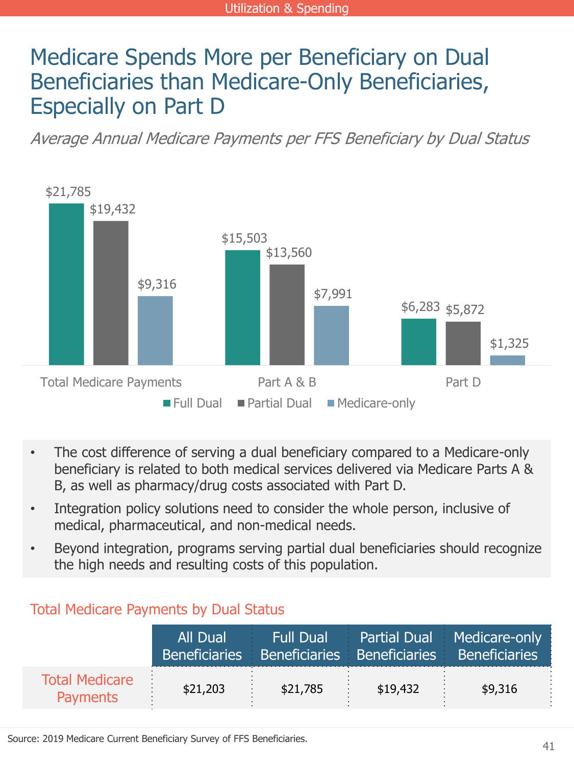Utilization & Spending

# Medicare Spends More per Beneficiary on Dual Beneficiaries than Medicare-Only Beneficiaries, Especially on Part D

*Average Annual Medicare Payments per FFS Beneficiary by Dual Status*

| | Full Dual | Partial Dual | Medicare-only |
|---|---|---|---|
| Total Medicare Payments | $21,785 | $19,432 | $9,316 |
| Part A & B | $15,503 | $13,560 | $7,991 |
| Part D | $6,283 | $5,872 | $1,325 |

- The cost difference of serving a dual beneficiary compared to a Medicare-only beneficiary is related to both medical services delivered via Medicare Parts A & B, as well as pharmacy/drug costs associated with Part D.
- Integration policy solutions need to consider the whole person, inclusive of medical, pharmaceutical, and non-medical needs.
- Beyond integration, programs serving partial dual beneficiaries should recognize the high needs and resulting costs of this population.

## Total Medicare Payments by Dual Status

| | All Dual Beneficiaries | Full Dual Beneficiaries | Partial Dual Beneficiaries | Medicare-only Beneficiaries |
|---|---|---|---|---|
| Total Medicare Payments | $21,203 | $21,785 | $19,432 | $9,316 |

Source: 2019 Medicare Current Beneficiary Survey of FFS Beneficiaries.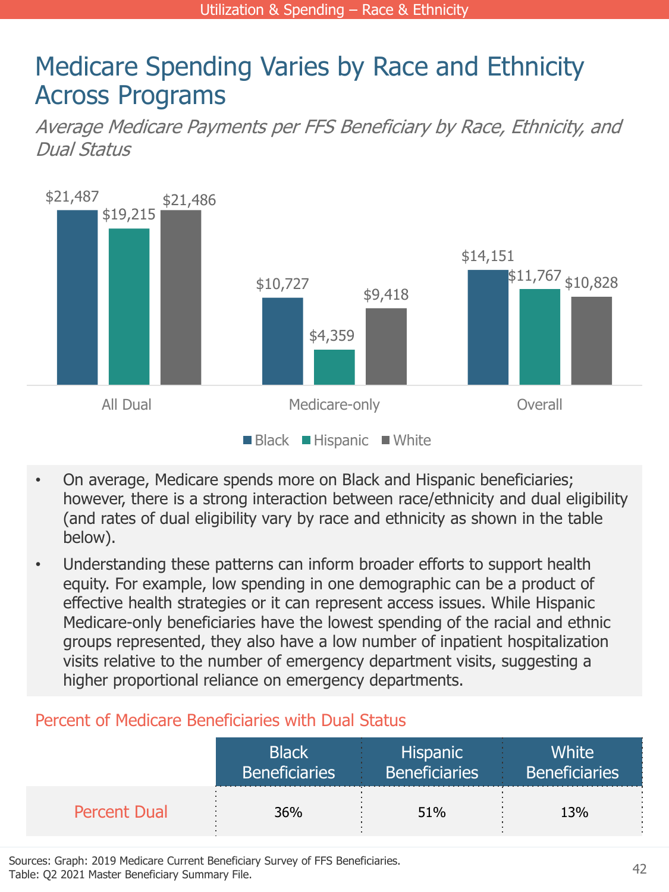# Medicare Spending Varies by Race and Ethnicity Across Programs

*Average Medicare Payments per FFS Beneficiary by Race, Ethnicity, and Dual Status*

| | Black | Hispanic | White |
|---|---|---|---|
| All Dual | $21,487 | $19,215 | $21,486 |
| Medicare-only | $10,727 | $4,359 | $9,418 |
| Overall | $14,151 | $11,767 | $10,828 |

- On average, Medicare spends more on Black and Hispanic beneficiaries; however, there is a strong interaction between race/ethnicity and dual eligibility (and rates of dual eligibility vary by race and ethnicity as shown in the table below).
- Understanding these patterns can inform broader efforts to support health equity. For example, low spending in one demographic can be a product of effective health strategies or it can represent access issues. While Hispanic Medicare-only beneficiaries have the lowest spending of the racial and ethnic groups represented, they also have a low number of inpatient hospitalization visits relative to the number of emergency department visits, suggesting a higher proportional reliance on emergency departments.

## Percent of Medicare Beneficiaries with Dual Status

| | Black Beneficiaries | Hispanic Beneficiaries | White Beneficiaries |
|---|---|---|---|
| Percent Dual | 36% | 51% | 13% |

Sources: Graph: 2019 Medicare Current Beneficiary Survey of FFS Beneficiaries.
Table: Q2 2021 Master Beneficiary Summary File.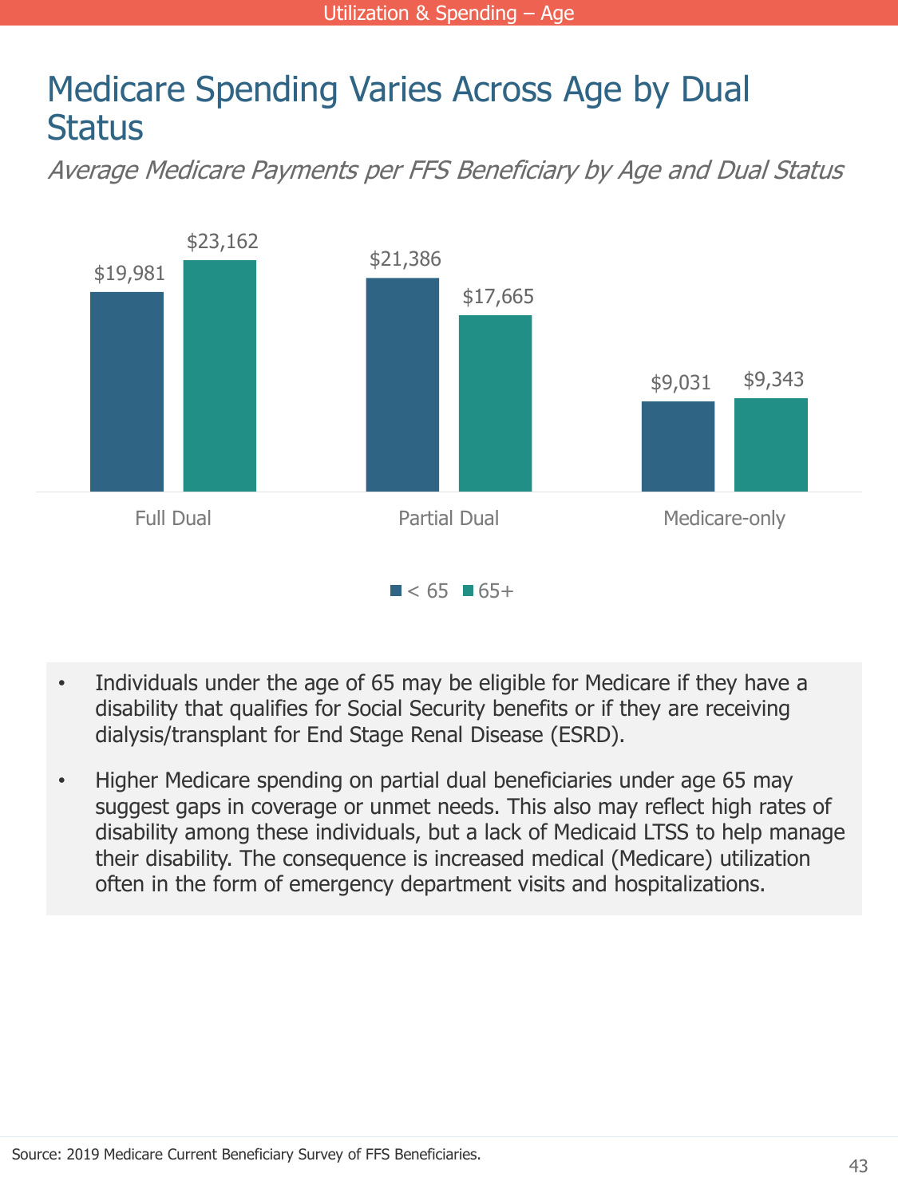# Medicare Spending Varies Across Age by Dual Status

*Average Medicare Payments per FFS Beneficiary by Age and Dual Status*

| | < 65 | 65+ |
|---|---|---|
| Full Dual | $19,981 | $23,162 |
| Partial Dual | $21,386 | $17,665 |
| Medicare-only | $9,031 | $9,343 |

- Individuals under the age of 65 may be eligible for Medicare if they have a disability that qualifies for Social Security benefits or if they are receiving dialysis/transplant for End Stage Renal Disease (ESRD).
- Higher Medicare spending on partial dual beneficiaries under age 65 may suggest gaps in coverage or unmet needs. This also may reflect high rates of disability among these individuals, but a lack of Medicaid LTSS to help manage their disability. The consequence is increased medical (Medicare) utilization often in the form of emergency department visits and hospitalizations.

Source: 2019 Medicare Current Beneficiary Survey of FFS Beneficiaries.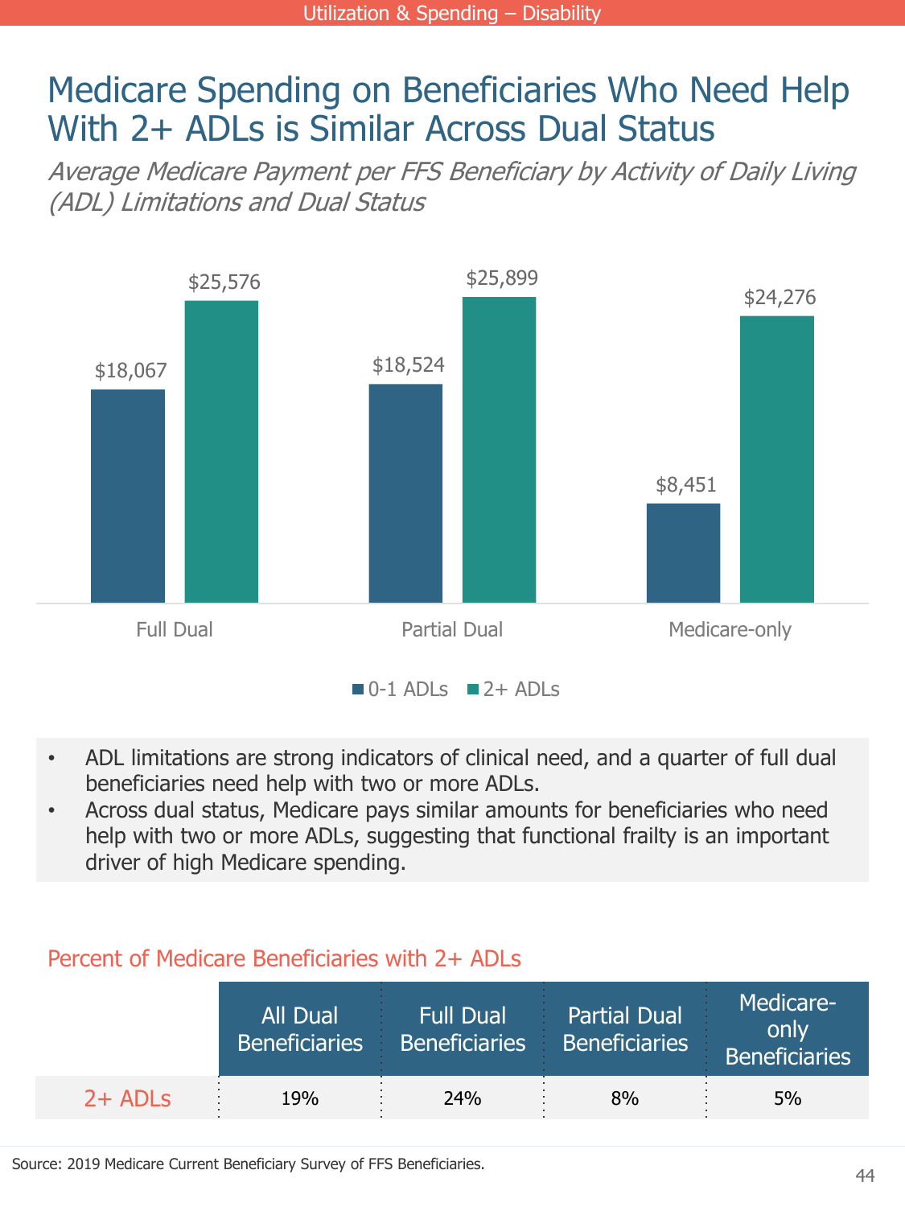# Medicare Spending on Beneficiaries Who Need Help With 2+ ADLs is Similar Across Dual Status

*Average Medicare Payment per FFS Beneficiary by Activity of Daily Living (ADL) Limitations and Dual Status*

| | 0-1 ADLs | 2+ ADLs |
|---|---|---|
| Full Dual | $18,067 | $25,576 |
| Partial Dual | $18,524 | $25,899 |
| Medicare-only | $8,451 | $24,276 |

- ADL limitations are strong indicators of clinical need, and a quarter of full dual beneficiaries need help with two or more ADLs.
- Across dual status, Medicare pays similar amounts for beneficiaries who need help with two or more ADLs, suggesting that functional frailty is an important driver of high Medicare spending.

## Percent of Medicare Beneficiaries with 2+ ADLs

| | All Dual Beneficiaries | Full Dual Beneficiaries | Partial Dual Beneficiaries | Medicare-only Beneficiaries |
|---|---|---|---|---|
| 2+ ADLs | 19% | 24% | 8% | 5% |

Source: 2019 Medicare Current Beneficiary Survey of FFS Beneficiaries.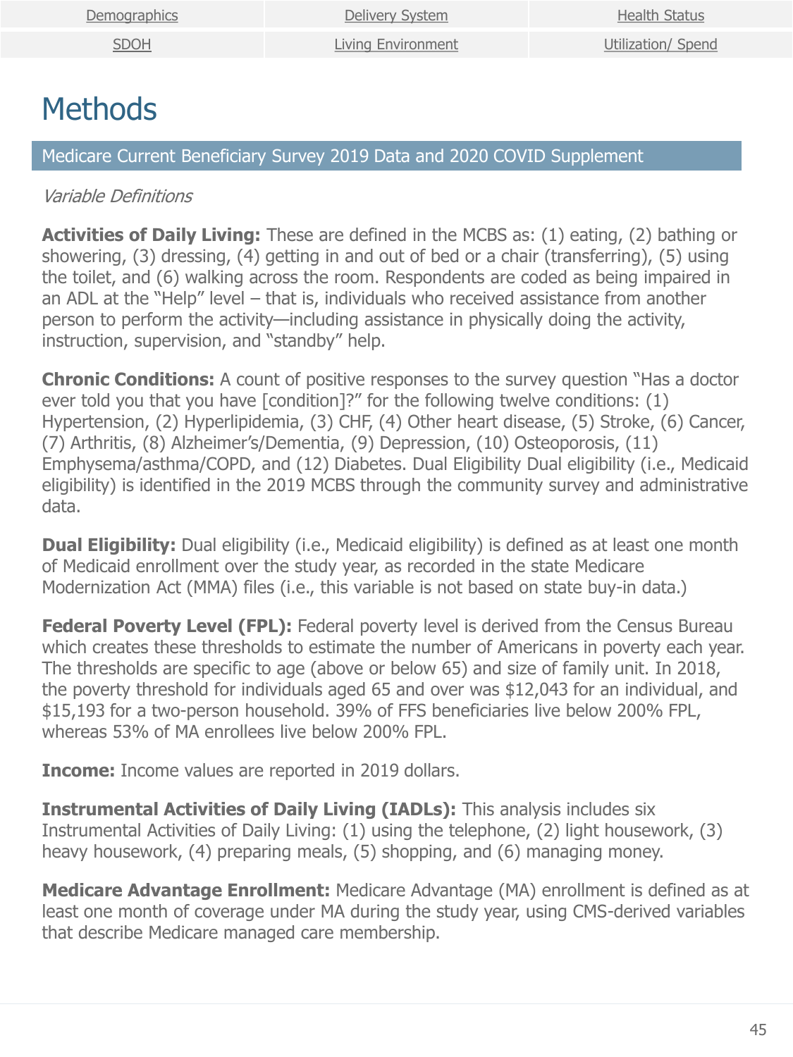| Demographics | Delivery System | Health Status |
| --- | --- | --- |
| SDOH | Living Environment | Utilization/ Spend |

# Methods

## Medicare Current Beneficiary Survey 2019 Data and 2020 COVID Supplement

*Variable Definitions*

**Activities of Daily Living:** These are defined in the MCBS as: (1) eating, (2) bathing or showering, (3) dressing, (4) getting in and out of bed or a chair (transferring), (5) using the toilet, and (6) walking across the room. Respondents are coded as being impaired in an ADL at the "Help" level – that is, individuals who received assistance from another person to perform the activity—including assistance in physically doing the activity, instruction, supervision, and "standby" help.

**Chronic Conditions:** A count of positive responses to the survey question "Has a doctor ever told you that you have [condition]?" for the following twelve conditions: (1) Hypertension, (2) Hyperlipidemia, (3) CHF, (4) Other heart disease, (5) Stroke, (6) Cancer, (7) Arthritis, (8) Alzheimer's/Dementia, (9) Depression, (10) Osteoporosis, (11) Emphysema/asthma/COPD, and (12) Diabetes. Dual Eligibility Dual eligibility (i.e., Medicaid eligibility) is identified in the 2019 MCBS through the community survey and administrative data.

**Dual Eligibility:** Dual eligibility (i.e., Medicaid eligibility) is defined as at least one month of Medicaid enrollment over the study year, as recorded in the state Medicare Modernization Act (MMA) files (i.e., this variable is not based on state buy-in data.)

**Federal Poverty Level (FPL):** Federal poverty level is derived from the Census Bureau which creates these thresholds to estimate the number of Americans in poverty each year. The thresholds are specific to age (above or below 65) and size of family unit. In 2018, the poverty threshold for individuals aged 65 and over was $12,043 for an individual, and $15,193 for a two-person household. 39% of FFS beneficiaries live below 200% FPL, whereas 53% of MA enrollees live below 200% FPL.

**Income:** Income values are reported in 2019 dollars.

**Instrumental Activities of Daily Living (IADLs):** This analysis includes six Instrumental Activities of Daily Living: (1) using the telephone, (2) light housework, (3) heavy housework, (4) preparing meals, (5) shopping, and (6) managing money.

**Medicare Advantage Enrollment:** Medicare Advantage (MA) enrollment is defined as at least one month of coverage under MA during the study year, using CMS-derived variables that describe Medicare managed care membership.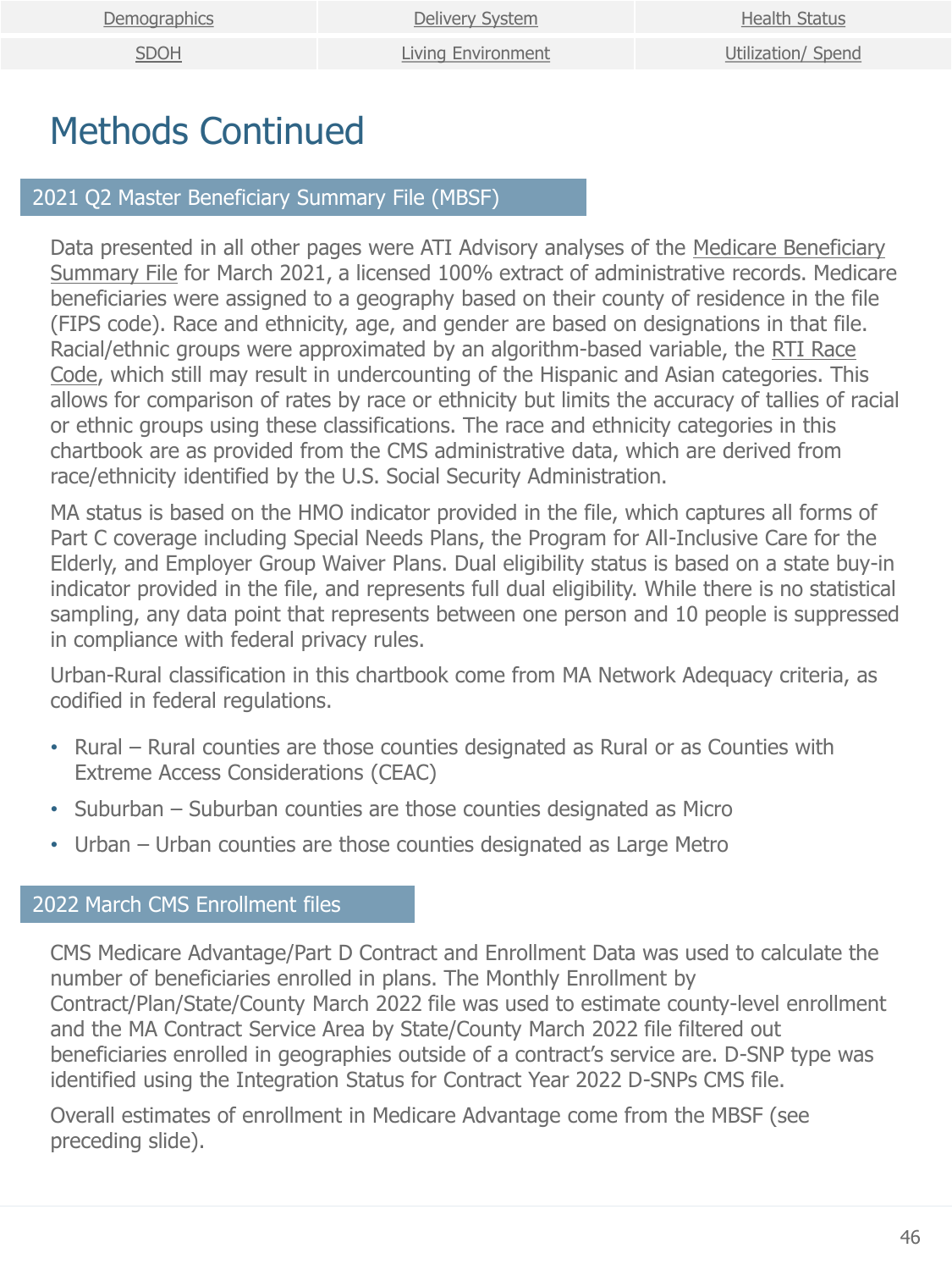# Methods Continued

## 2021 Q2 Master Beneficiary Summary File (MBSF)

Data presented in all other pages were ATI Advisory analyses of the Medicare Beneficiary Summary File for March 2021, a licensed 100% extract of administrative records. Medicare beneficiaries were assigned to a geography based on their county of residence in the file (FIPS code). Race and ethnicity, age, and gender are based on designations in that file. Racial/ethnic groups were approximated by an algorithm-based variable, the RTI Race Code, which still may result in undercounting of the Hispanic and Asian categories. This allows for comparison of rates by race or ethnicity but limits the accuracy of tallies of racial or ethnic groups using these classifications. The race and ethnicity categories in this chartbook are as provided from the CMS administrative data, which are derived from race/ethnicity identified by the U.S. Social Security Administration.

MA status is based on the HMO indicator provided in the file, which captures all forms of Part C coverage including Special Needs Plans, the Program for All-Inclusive Care for the Elderly, and Employer Group Waiver Plans. Dual eligibility status is based on a state buy-in indicator provided in the file, and represents full dual eligibility. While there is no statistical sampling, any data point that represents between one person and 10 people is suppressed in compliance with federal privacy rules.

Urban-Rural classification in this chartbook come from MA Network Adequacy criteria, as codified in federal regulations.

- Rural – Rural counties are those counties designated as Rural or as Counties with Extreme Access Considerations (CEAC)
- Suburban – Suburban counties are those counties designated as Micro
- Urban – Urban counties are those counties designated as Large Metro

## 2022 March CMS Enrollment files

CMS Medicare Advantage/Part D Contract and Enrollment Data was used to calculate the number of beneficiaries enrolled in plans. The Monthly Enrollment by Contract/Plan/State/County March 2022 file was used to estimate county-level enrollment and the MA Contract Service Area by State/County March 2022 file filtered out beneficiaries enrolled in geographies outside of a contract's service are. D-SNP type was identified using the Integration Status for Contract Year 2022 D-SNPs CMS file.

Overall estimates of enrollment in Medicare Advantage come from the MBSF (see preceding slide).